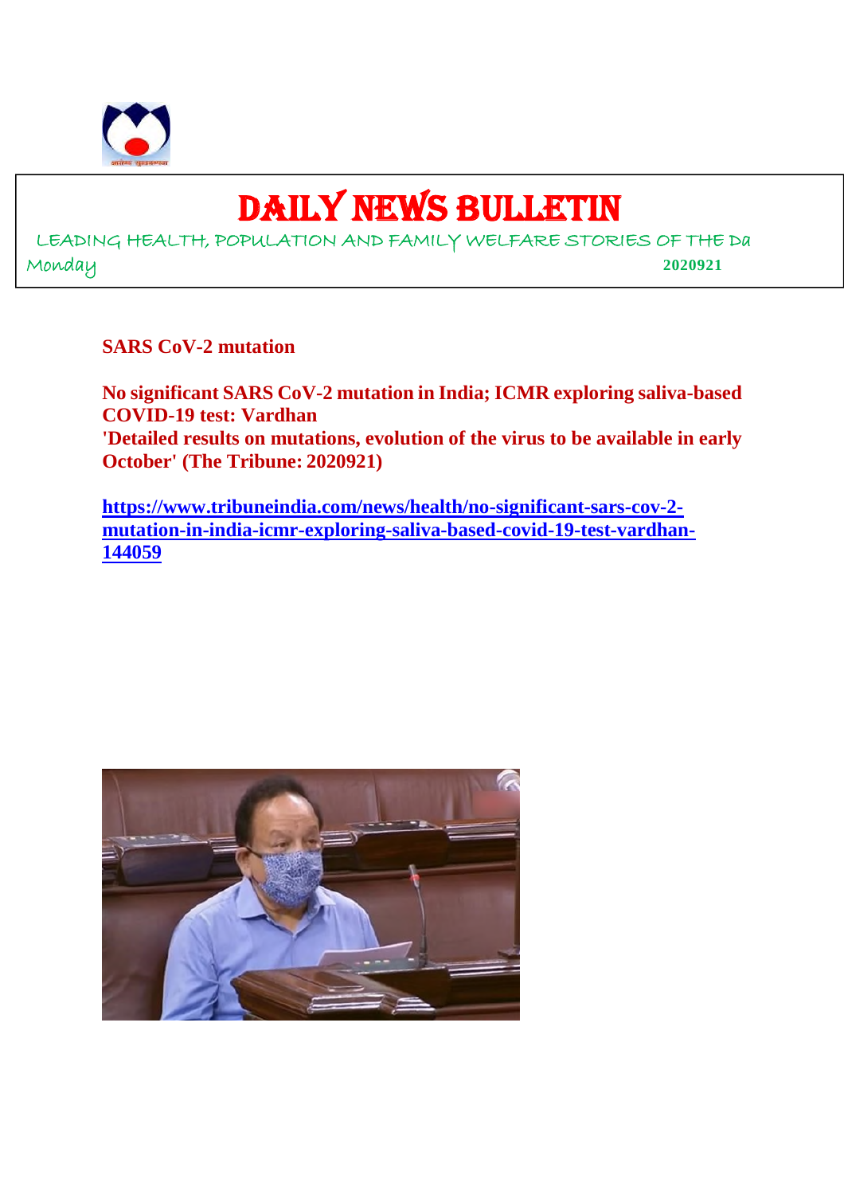# DAILY NEWS BULLETIN

LEADING HEALTH, POPULATION AND FAMILY WELFARE STORIES OF THE Da

Monday 2020921

## SARS CoV-2 mutation

**No significant SARS CoV-2 mutation in India; ICMR exploring saliva-based COVID-19 test: Vardhan**
**'Detailed results on mutations, evolution of the virus to be available in early October' (The Tribune: 2020921)**

https://www.tribuneindia.com/news/health/no-significant-sars-cov-2-mutation-in-india-icmr-exploring-saliva-based-covid-19-test-vardhan-144059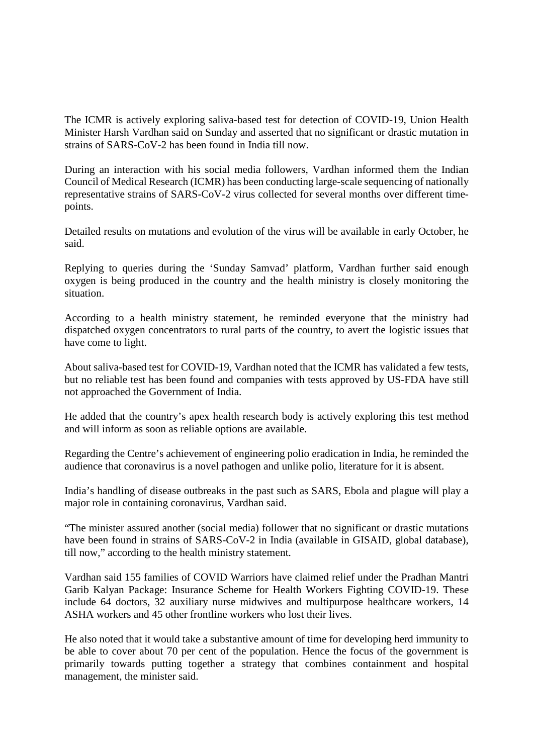The ICMR is actively exploring saliva-based test for detection of COVID-19, Union Health Minister Harsh Vardhan said on Sunday and asserted that no significant or drastic mutation in strains of SARS-CoV-2 has been found in India till now.

During an interaction with his social media followers, Vardhan informed them the Indian Council of Medical Research (ICMR) has been conducting large-scale sequencing of nationally representative strains of SARS-CoV-2 virus collected for several months over different time-points.

Detailed results on mutations and evolution of the virus will be available in early October, he said.

Replying to queries during the 'Sunday Samvad' platform, Vardhan further said enough oxygen is being produced in the country and the health ministry is closely monitoring the situation.

According to a health ministry statement, he reminded everyone that the ministry had dispatched oxygen concentrators to rural parts of the country, to avert the logistic issues that have come to light.

About saliva-based test for COVID-19, Vardhan noted that the ICMR has validated a few tests, but no reliable test has been found and companies with tests approved by US-FDA have still not approached the Government of India.

He added that the country's apex health research body is actively exploring this test method and will inform as soon as reliable options are available.

Regarding the Centre's achievement of engineering polio eradication in India, he reminded the audience that coronavirus is a novel pathogen and unlike polio, literature for it is absent.

India's handling of disease outbreaks in the past such as SARS, Ebola and plague will play a major role in containing coronavirus, Vardhan said.

"The minister assured another (social media) follower that no significant or drastic mutations have been found in strains of SARS-CoV-2 in India (available in GISAID, global database), till now," according to the health ministry statement.

Vardhan said 155 families of COVID Warriors have claimed relief under the Pradhan Mantri Garib Kalyan Package: Insurance Scheme for Health Workers Fighting COVID-19. These include 64 doctors, 32 auxiliary nurse midwives and multipurpose healthcare workers, 14 ASHA workers and 45 other frontline workers who lost their lives.

He also noted that it would take a substantive amount of time for developing herd immunity to be able to cover about 70 per cent of the population. Hence the focus of the government is primarily towards putting together a strategy that combines containment and hospital management, the minister said.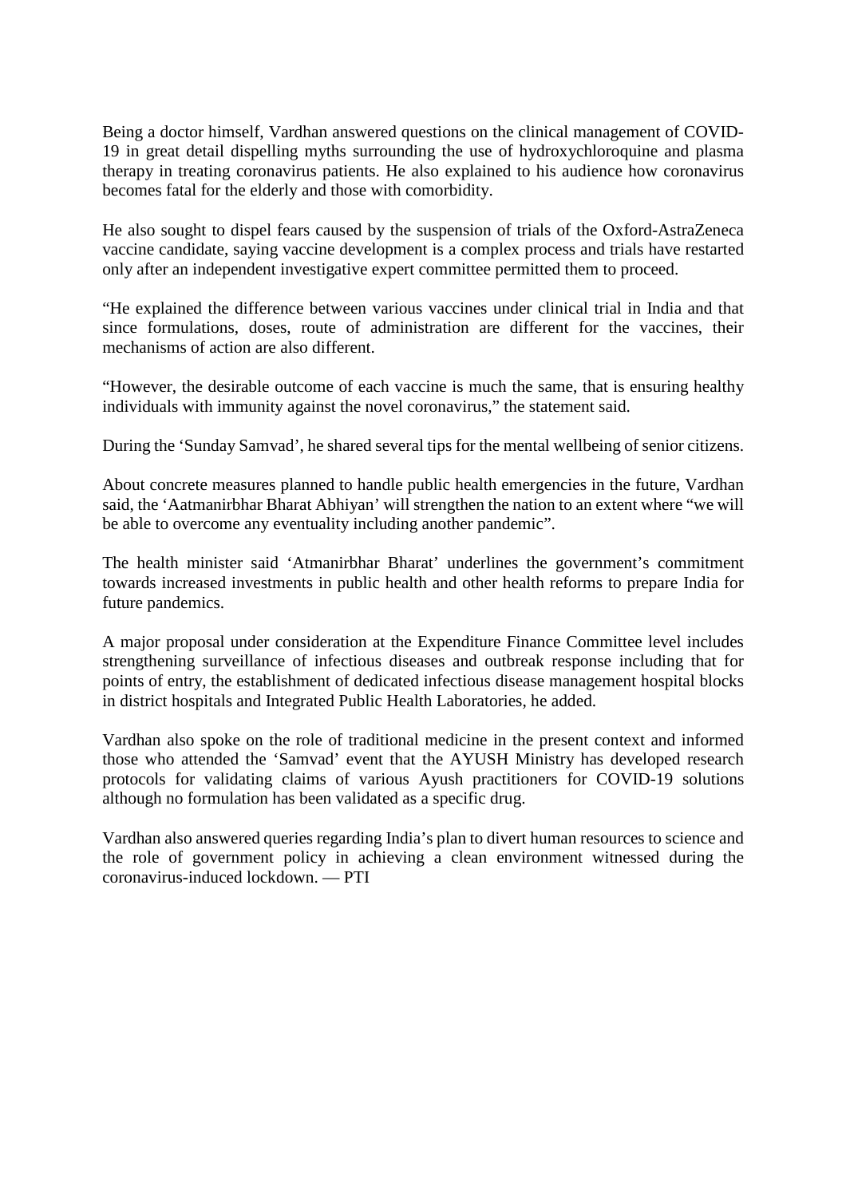Being a doctor himself, Vardhan answered questions on the clinical management of COVID-19 in great detail dispelling myths surrounding the use of hydroxychloroquine and plasma therapy in treating coronavirus patients. He also explained to his audience how coronavirus becomes fatal for the elderly and those with comorbidity.

He also sought to dispel fears caused by the suspension of trials of the Oxford-AstraZeneca vaccine candidate, saying vaccine development is a complex process and trials have restarted only after an independent investigative expert committee permitted them to proceed.

"He explained the difference between various vaccines under clinical trial in India and that since formulations, doses, route of administration are different for the vaccines, their mechanisms of action are also different.

"However, the desirable outcome of each vaccine is much the same, that is ensuring healthy individuals with immunity against the novel coronavirus," the statement said.

During the 'Sunday Samvad', he shared several tips for the mental wellbeing of senior citizens.

About concrete measures planned to handle public health emergencies in the future, Vardhan said, the 'Aatmanirbhar Bharat Abhiyan' will strengthen the nation to an extent where "we will be able to overcome any eventuality including another pandemic".

The health minister said 'Atmanirbhar Bharat' underlines the government's commitment towards increased investments in public health and other health reforms to prepare India for future pandemics.

A major proposal under consideration at the Expenditure Finance Committee level includes strengthening surveillance of infectious diseases and outbreak response including that for points of entry, the establishment of dedicated infectious disease management hospital blocks in district hospitals and Integrated Public Health Laboratories, he added.

Vardhan also spoke on the role of traditional medicine in the present context and informed those who attended the 'Samvad' event that the AYUSH Ministry has developed research protocols for validating claims of various Ayush practitioners for COVID-19 solutions although no formulation has been validated as a specific drug.

Vardhan also answered queries regarding India's plan to divert human resources to science and the role of government policy in achieving a clean environment witnessed during the coronavirus-induced lockdown. — PTI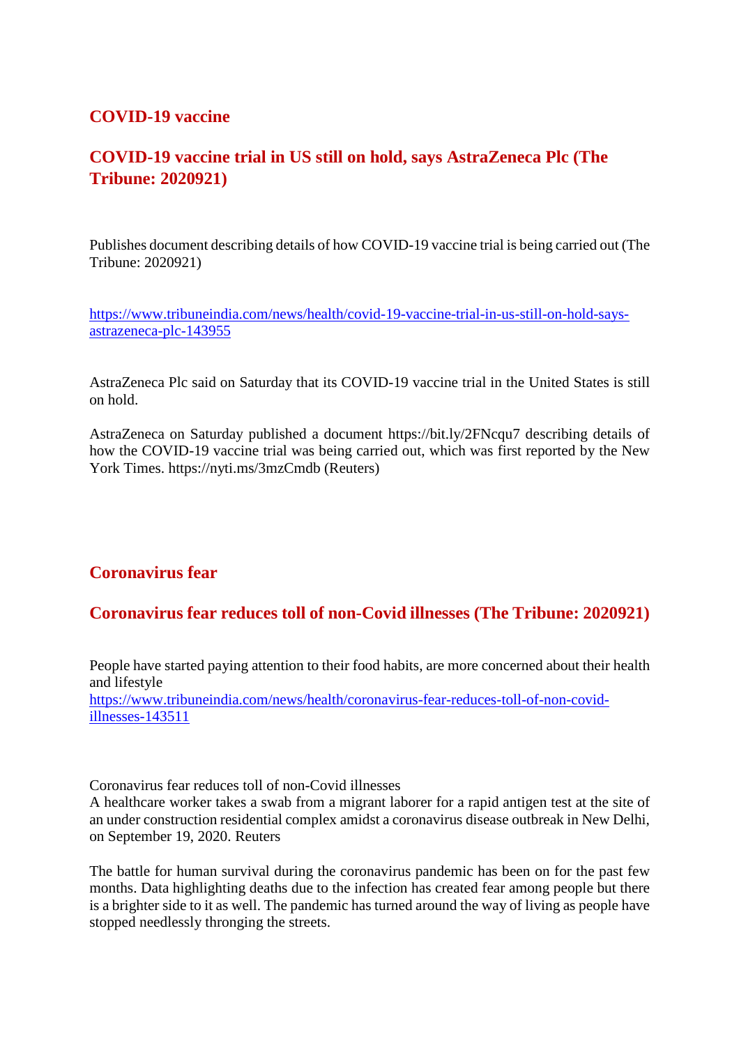## COVID-19 vaccine

## COVID-19 vaccine trial in US still on hold, says AstraZeneca Plc (The Tribune: 2020921)

Publishes document describing details of how COVID-19 vaccine trial is being carried out (The Tribune: 2020921)

https://www.tribuneindia.com/news/health/covid-19-vaccine-trial-in-us-still-on-hold-says-astrazeneca-plc-143955

AstraZeneca Plc said on Saturday that its COVID-19 vaccine trial in the United States is still on hold.

AstraZeneca on Saturday published a document https://bit.ly/2FNcqu7 describing details of how the COVID-19 vaccine trial was being carried out, which was first reported by the New York Times. https://nyti.ms/3mzCmdb (Reuters)

## Coronavirus fear

## Coronavirus fear reduces toll of non-Covid illnesses (The Tribune: 2020921)

People have started paying attention to their food habits, are more concerned about their health and lifestyle

https://www.tribuneindia.com/news/health/coronavirus-fear-reduces-toll-of-non-covid-illnesses-143511

Coronavirus fear reduces toll of non-Covid illnesses

A healthcare worker takes a swab from a migrant laborer for a rapid antigen test at the site of an under construction residential complex amidst a coronavirus disease outbreak in New Delhi, on September 19, 2020. Reuters

The battle for human survival during the coronavirus pandemic has been on for the past few months. Data highlighting deaths due to the infection has created fear among people but there is a brighter side to it as well. The pandemic has turned around the way of living as people have stopped needlessly thronging the streets.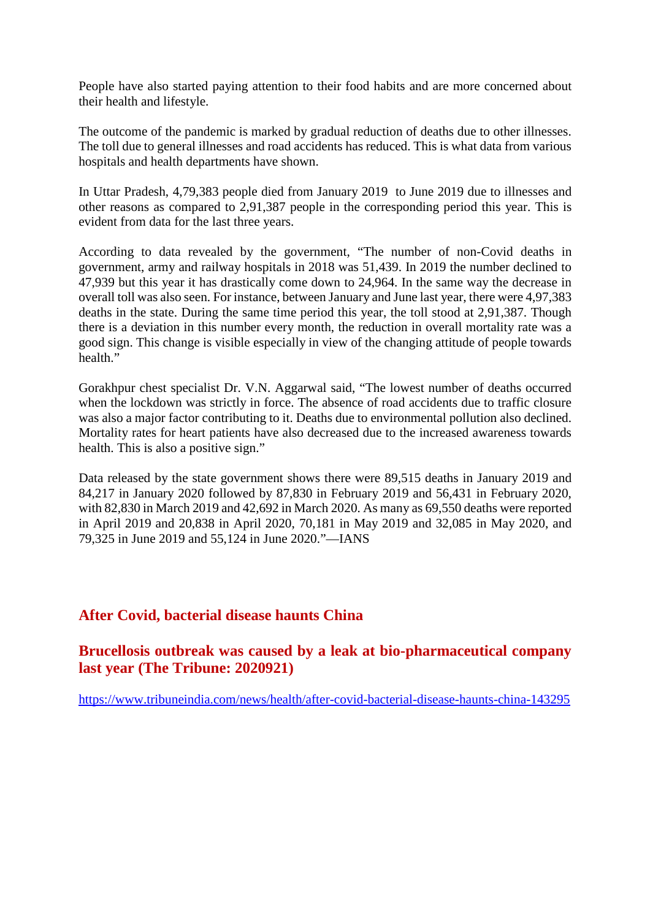People have also started paying attention to their food habits and are more concerned about their health and lifestyle.

The outcome of the pandemic is marked by gradual reduction of deaths due to other illnesses. The toll due to general illnesses and road accidents has reduced. This is what data from various hospitals and health departments have shown.

In Uttar Pradesh, 4,79,383 people died from January 2019 to June 2019 due to illnesses and other reasons as compared to 2,91,387 people in the corresponding period this year. This is evident from data for the last three years.

According to data revealed by the government, "The number of non-Covid deaths in government, army and railway hospitals in 2018 was 51,439. In 2019 the number declined to 47,939 but this year it has drastically come down to 24,964. In the same way the decrease in overall toll was also seen. For instance, between January and June last year, there were 4,97,383 deaths in the state. During the same time period this year, the toll stood at 2,91,387. Though there is a deviation in this number every month, the reduction in overall mortality rate was a good sign. This change is visible especially in view of the changing attitude of people towards health."

Gorakhpur chest specialist Dr. V.N. Aggarwal said, "The lowest number of deaths occurred when the lockdown was strictly in force. The absence of road accidents due to traffic closure was also a major factor contributing to it. Deaths due to environmental pollution also declined. Mortality rates for heart patients have also decreased due to the increased awareness towards health. This is also a positive sign."

Data released by the state government shows there were 89,515 deaths in January 2019 and 84,217 in January 2020 followed by 87,830 in February 2019 and 56,431 in February 2020, with 82,830 in March 2019 and 42,692 in March 2020. As many as 69,550 deaths were reported in April 2019 and 20,838 in April 2020, 70,181 in May 2019 and 32,085 in May 2020, and 79,325 in June 2019 and 55,124 in June 2020."—IANS

## After Covid, bacterial disease haunts China

## Brucellosis outbreak was caused by a leak at bio-pharmaceutical company last year (The Tribune: 2020921)

https://www.tribuneindia.com/news/health/after-covid-bacterial-disease-haunts-china-143295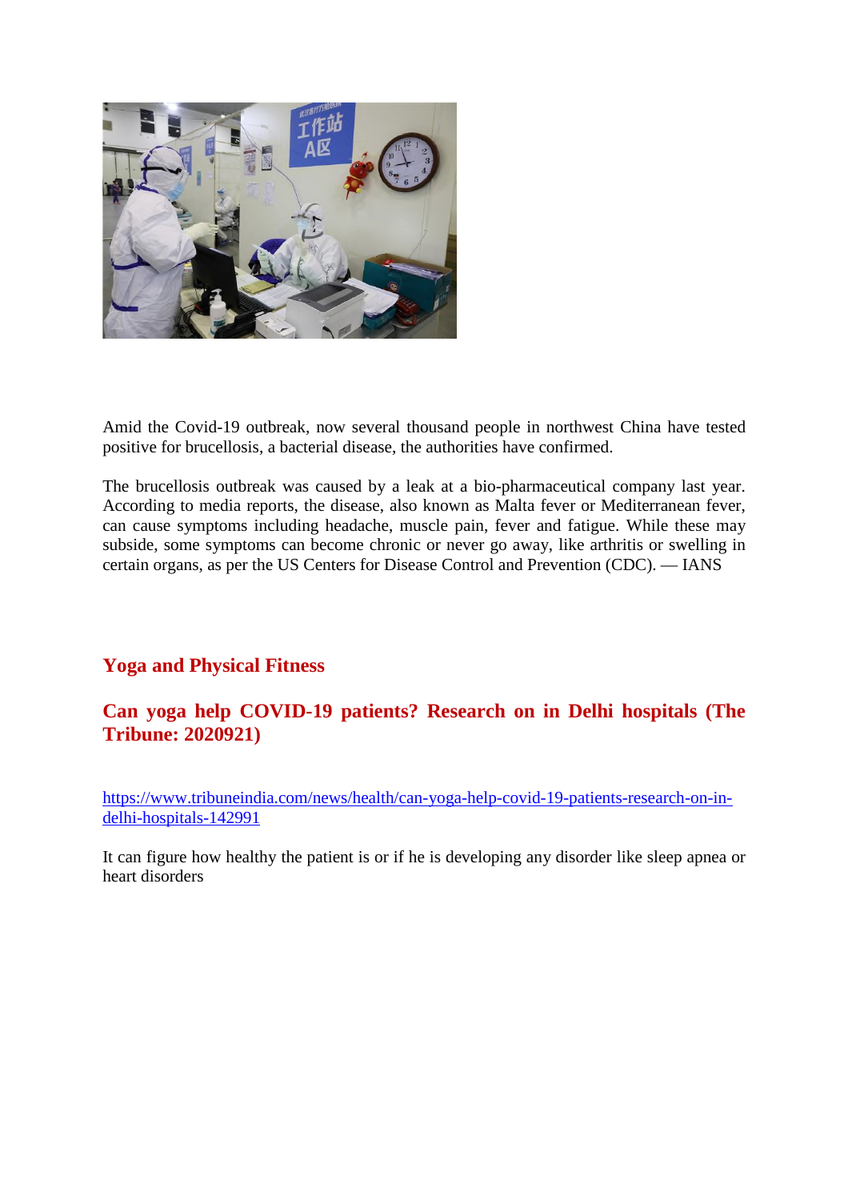Amid the Covid-19 outbreak, now several thousand people in northwest China have tested positive for brucellosis, a bacterial disease, the authorities have confirmed.

The brucellosis outbreak was caused by a leak at a bio-pharmaceutical company last year. According to media reports, the disease, also known as Malta fever or Mediterranean fever, can cause symptoms including headache, muscle pain, fever and fatigue. While these may subside, some symptoms can become chronic or never go away, like arthritis or swelling in certain organs, as per the US Centers for Disease Control and Prevention (CDC). — IANS

## Yoga and Physical Fitness

### Can yoga help COVID-19 patients? Research on in Delhi hospitals (The Tribune: 2020921)

https://www.tribuneindia.com/news/health/can-yoga-help-covid-19-patients-research-on-in-delhi-hospitals-142991

It can figure how healthy the patient is or if he is developing any disorder like sleep apnea or heart disorders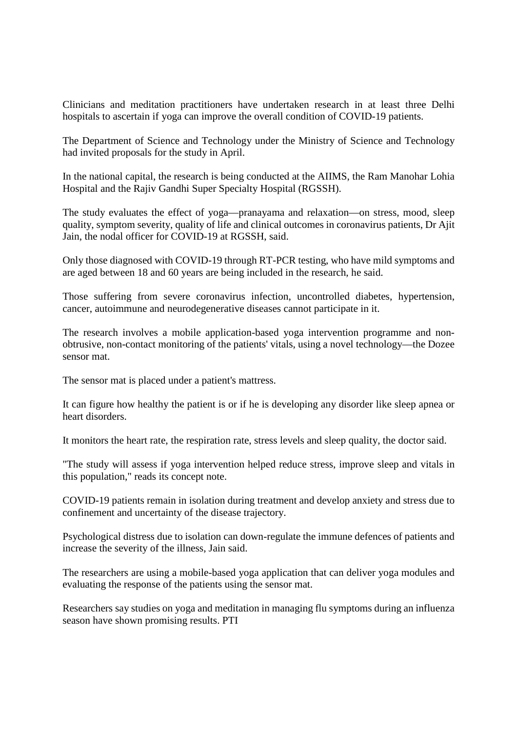Clinicians and meditation practitioners have undertaken research in at least three Delhi hospitals to ascertain if yoga can improve the overall condition of COVID-19 patients.

The Department of Science and Technology under the Ministry of Science and Technology had invited proposals for the study in April.

In the national capital, the research is being conducted at the AIIMS, the Ram Manohar Lohia Hospital and the Rajiv Gandhi Super Specialty Hospital (RGSSH).

The study evaluates the effect of yoga—pranayama and relaxation—on stress, mood, sleep quality, symptom severity, quality of life and clinical outcomes in coronavirus patients, Dr Ajit Jain, the nodal officer for COVID-19 at RGSSH, said.

Only those diagnosed with COVID-19 through RT-PCR testing, who have mild symptoms and are aged between 18 and 60 years are being included in the research, he said.

Those suffering from severe coronavirus infection, uncontrolled diabetes, hypertension, cancer, autoimmune and neurodegenerative diseases cannot participate in it.

The research involves a mobile application-based yoga intervention programme and non-obtrusive, non-contact monitoring of the patients' vitals, using a novel technology—the Dozee sensor mat.

The sensor mat is placed under a patient's mattress.

It can figure how healthy the patient is or if he is developing any disorder like sleep apnea or heart disorders.

It monitors the heart rate, the respiration rate, stress levels and sleep quality, the doctor said.

"The study will assess if yoga intervention helped reduce stress, improve sleep and vitals in this population," reads its concept note.

COVID-19 patients remain in isolation during treatment and develop anxiety and stress due to confinement and uncertainty of the disease trajectory.

Psychological distress due to isolation can down-regulate the immune defences of patients and increase the severity of the illness, Jain said.

The researchers are using a mobile-based yoga application that can deliver yoga modules and evaluating the response of the patients using the sensor mat.

Researchers say studies on yoga and meditation in managing flu symptoms during an influenza season have shown promising results. PTI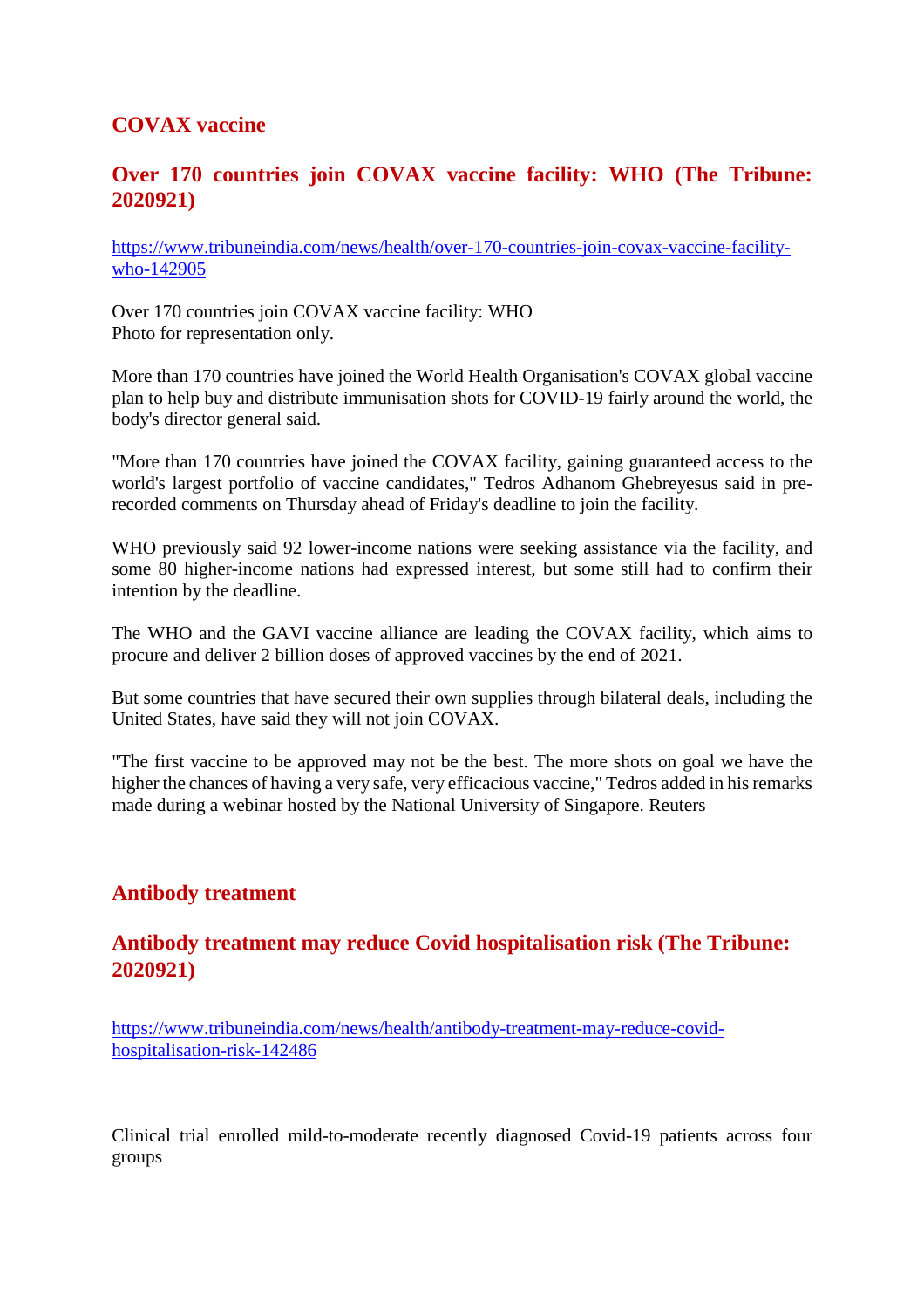## COVAX vaccine

### Over 170 countries join COVAX vaccine facility: WHO (The Tribune: 2020921)

https://www.tribuneindia.com/news/health/over-170-countries-join-covax-vaccine-facility-who-142905

Over 170 countries join COVAX vaccine facility: WHO
Photo for representation only.

More than 170 countries have joined the World Health Organisation's COVAX global vaccine plan to help buy and distribute immunisation shots for COVID-19 fairly around the world, the body's director general said.

"More than 170 countries have joined the COVAX facility, gaining guaranteed access to the world's largest portfolio of vaccine candidates," Tedros Adhanom Ghebreyesus said in pre-recorded comments on Thursday ahead of Friday's deadline to join the facility.

WHO previously said 92 lower-income nations were seeking assistance via the facility, and some 80 higher-income nations had expressed interest, but some still had to confirm their intention by the deadline.

The WHO and the GAVI vaccine alliance are leading the COVAX facility, which aims to procure and deliver 2 billion doses of approved vaccines by the end of 2021.

But some countries that have secured their own supplies through bilateral deals, including the United States, have said they will not join COVAX.

"The first vaccine to be approved may not be the best. The more shots on goal we have the higher the chances of having a very safe, very efficacious vaccine," Tedros added in his remarks made during a webinar hosted by the National University of Singapore. Reuters

## Antibody treatment

### Antibody treatment may reduce Covid hospitalisation risk (The Tribune: 2020921)

https://www.tribuneindia.com/news/health/antibody-treatment-may-reduce-covid-hospitalisation-risk-142486

Clinical trial enrolled mild-to-moderate recently diagnosed Covid-19 patients across four groups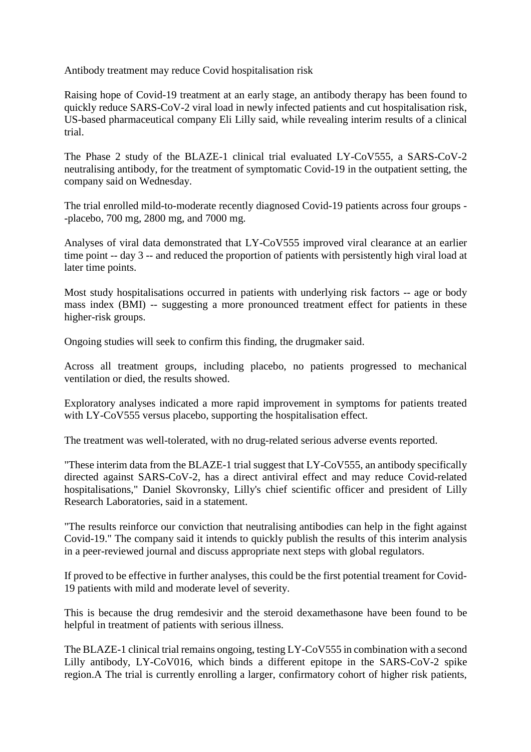Antibody treatment may reduce Covid hospitalisation risk

Raising hope of Covid-19 treatment at an early stage, an antibody therapy has been found to quickly reduce SARS-CoV-2 viral load in newly infected patients and cut hospitalisation risk, US-based pharmaceutical company Eli Lilly said, while revealing interim results of a clinical trial.

The Phase 2 study of the BLAZE-1 clinical trial evaluated LY-CoV555, a SARS-CoV-2 neutralising antibody, for the treatment of symptomatic Covid-19 in the outpatient setting, the company said on Wednesday.

The trial enrolled mild-to-moderate recently diagnosed Covid-19 patients across four groups --placebo, 700 mg, 2800 mg, and 7000 mg.

Analyses of viral data demonstrated that LY-CoV555 improved viral clearance at an earlier time point -- day 3 -- and reduced the proportion of patients with persistently high viral load at later time points.

Most study hospitalisations occurred in patients with underlying risk factors -- age or body mass index (BMI) -- suggesting a more pronounced treatment effect for patients in these higher-risk groups.

Ongoing studies will seek to confirm this finding, the drugmaker said.

Across all treatment groups, including placebo, no patients progressed to mechanical ventilation or died, the results showed.

Exploratory analyses indicated a more rapid improvement in symptoms for patients treated with LY-CoV555 versus placebo, supporting the hospitalisation effect.

The treatment was well-tolerated, with no drug-related serious adverse events reported.

"These interim data from the BLAZE-1 trial suggest that LY-CoV555, an antibody specifically directed against SARS-CoV-2, has a direct antiviral effect and may reduce Covid-related hospitalisations," Daniel Skovronsky, Lilly's chief scientific officer and president of Lilly Research Laboratories, said in a statement.

"The results reinforce our conviction that neutralising antibodies can help in the fight against Covid-19." The company said it intends to quickly publish the results of this interim analysis in a peer-reviewed journal and discuss appropriate next steps with global regulators.

If proved to be effective in further analyses, this could be the first potential treament for Covid-19 patients with mild and moderate level of severity.

This is because the drug remdesivir and the steroid dexamethasone have been found to be helpful in treatment of patients with serious illness.

The BLAZE-1 clinical trial remains ongoing, testing LY-CoV555 in combination with a second Lilly antibody, LY-CoV016, which binds a different epitope in the SARS-CoV-2 spike region.A The trial is currently enrolling a larger, confirmatory cohort of higher risk patients,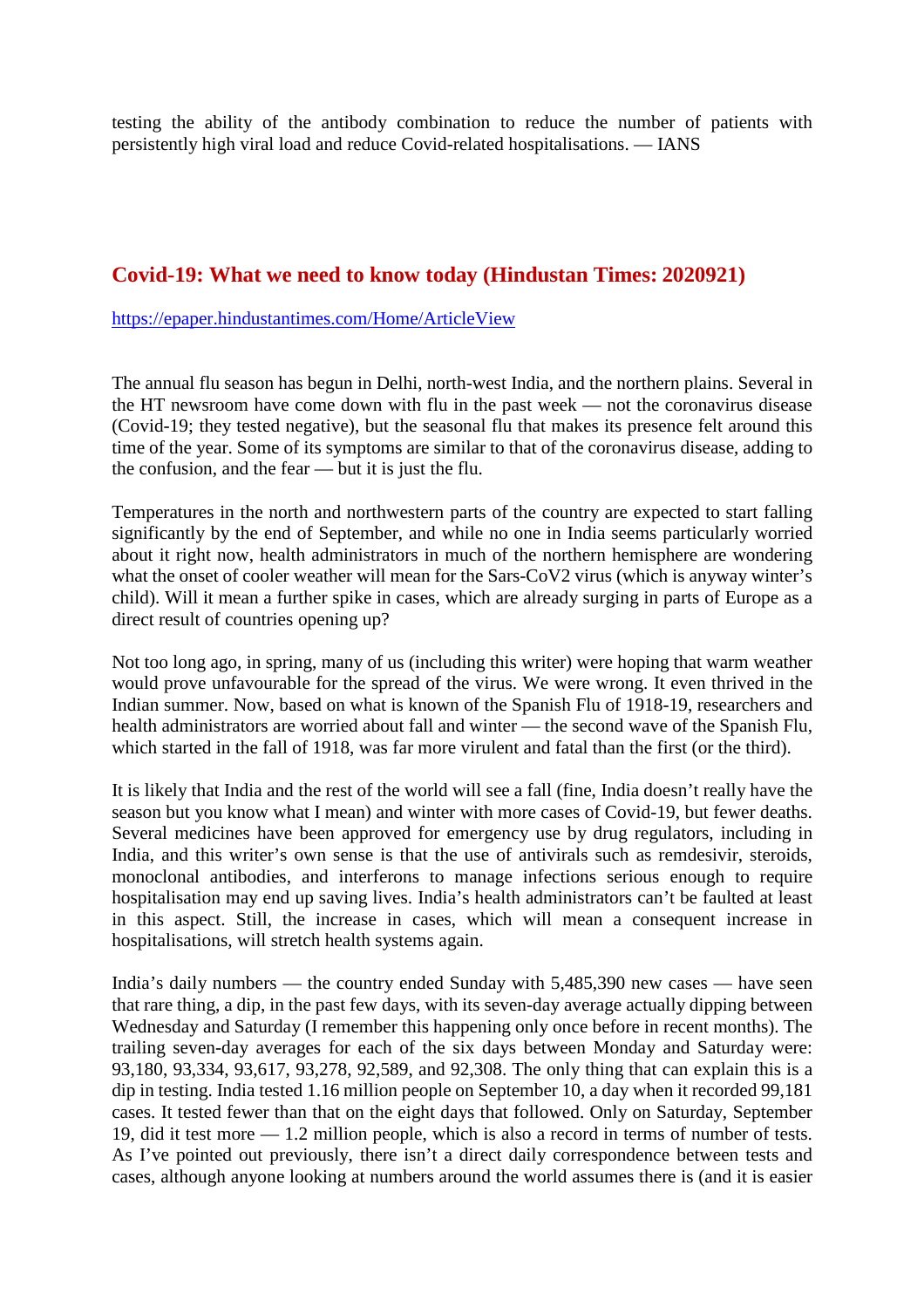testing the ability of the antibody combination to reduce the number of patients with persistently high viral load and reduce Covid-related hospitalisations. — IANS

## Covid-19: What we need to know today (Hindustan Times: 2020921)

https://epaper.hindustantimes.com/Home/ArticleView

The annual flu season has begun in Delhi, north-west India, and the northern plains. Several in the HT newsroom have come down with flu in the past week — not the coronavirus disease (Covid-19; they tested negative), but the seasonal flu that makes its presence felt around this time of the year. Some of its symptoms are similar to that of the coronavirus disease, adding to the confusion, and the fear — but it is just the flu.

Temperatures in the north and northwestern parts of the country are expected to start falling significantly by the end of September, and while no one in India seems particularly worried about it right now, health administrators in much of the northern hemisphere are wondering what the onset of cooler weather will mean for the Sars-CoV2 virus (which is anyway winter's child). Will it mean a further spike in cases, which are already surging in parts of Europe as a direct result of countries opening up?

Not too long ago, in spring, many of us (including this writer) were hoping that warm weather would prove unfavourable for the spread of the virus. We were wrong. It even thrived in the Indian summer. Now, based on what is known of the Spanish Flu of 1918-19, researchers and health administrators are worried about fall and winter — the second wave of the Spanish Flu, which started in the fall of 1918, was far more virulent and fatal than the first (or the third).

It is likely that India and the rest of the world will see a fall (fine, India doesn't really have the season but you know what I mean) and winter with more cases of Covid-19, but fewer deaths. Several medicines have been approved for emergency use by drug regulators, including in India, and this writer's own sense is that the use of antivirals such as remdesivir, steroids, monoclonal antibodies, and interferons to manage infections serious enough to require hospitalisation may end up saving lives. India's health administrators can't be faulted at least in this aspect. Still, the increase in cases, which will mean a consequent increase in hospitalisations, will stretch health systems again.

India's daily numbers — the country ended Sunday with 5,485,390 new cases — have seen that rare thing, a dip, in the past few days, with its seven-day average actually dipping between Wednesday and Saturday (I remember this happening only once before in recent months). The trailing seven-day averages for each of the six days between Monday and Saturday were: 93,180, 93,334, 93,617, 93,278, 92,589, and 92,308. The only thing that can explain this is a dip in testing. India tested 1.16 million people on September 10, a day when it recorded 99,181 cases. It tested fewer than that on the eight days that followed. Only on Saturday, September 19, did it test more — 1.2 million people, which is also a record in terms of number of tests. As I've pointed out previously, there isn't a direct daily correspondence between tests and cases, although anyone looking at numbers around the world assumes there is (and it is easier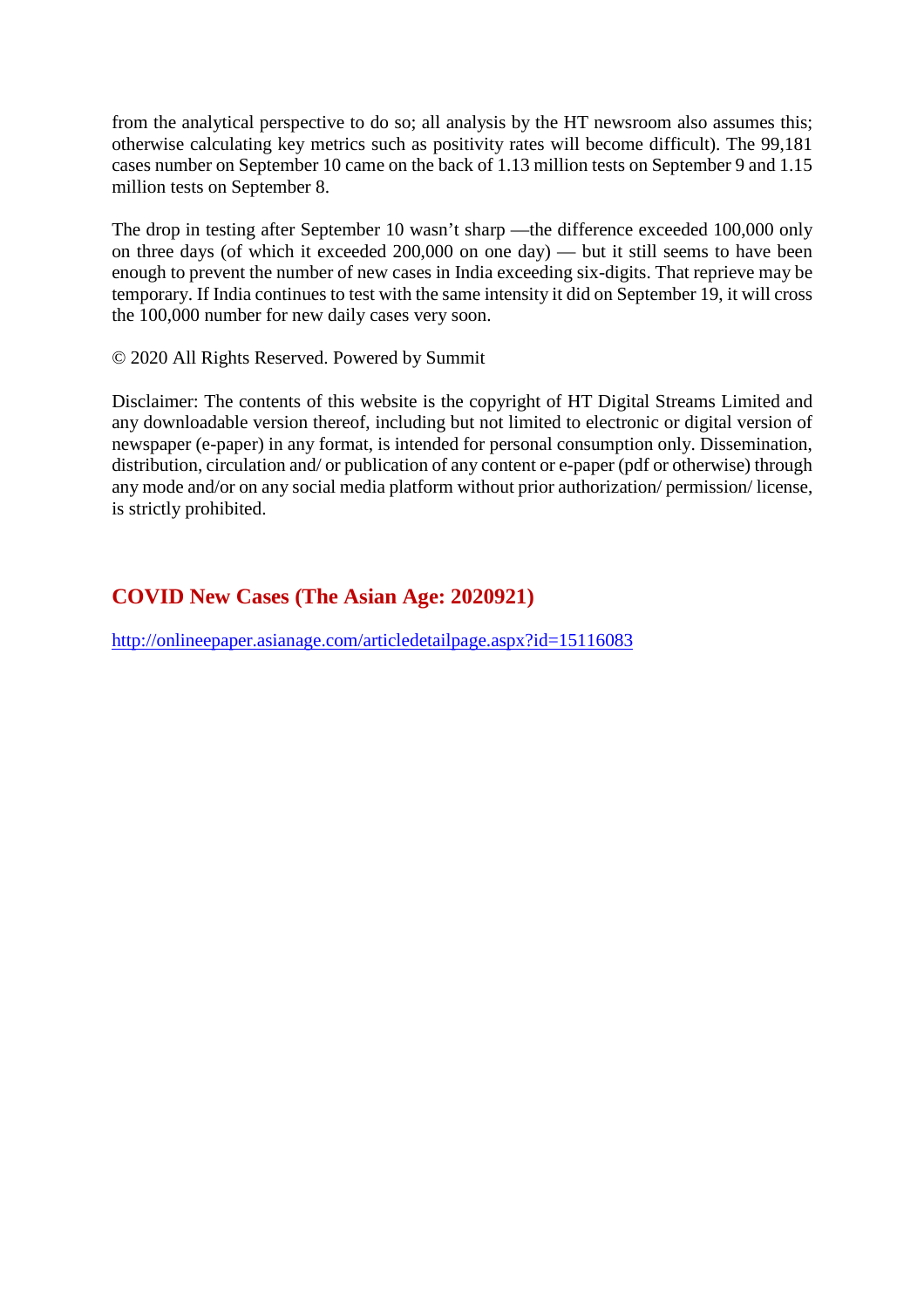from the analytical perspective to do so; all analysis by the HT newsroom also assumes this; otherwise calculating key metrics such as positivity rates will become difficult). The 99,181 cases number on September 10 came on the back of 1.13 million tests on September 9 and 1.15 million tests on September 8.

The drop in testing after September 10 wasn't sharp —the difference exceeded 100,000 only on three days (of which it exceeded 200,000 on one day) — but it still seems to have been enough to prevent the number of new cases in India exceeding six-digits. That reprieve may be temporary. If India continues to test with the same intensity it did on September 19, it will cross the 100,000 number for new daily cases very soon.

© 2020 All Rights Reserved. Powered by Summit

Disclaimer: The contents of this website is the copyright of HT Digital Streams Limited and any downloadable version thereof, including but not limited to electronic or digital version of newspaper (e-paper) in any format, is intended for personal consumption only. Dissemination, distribution, circulation and/ or publication of any content or e-paper (pdf or otherwise) through any mode and/or on any social media platform without prior authorization/ permission/ license, is strictly prohibited.

## COVID New Cases (The Asian Age: 2020921)

http://onlineepaper.asianage.com/articledetailpage.aspx?id=15116083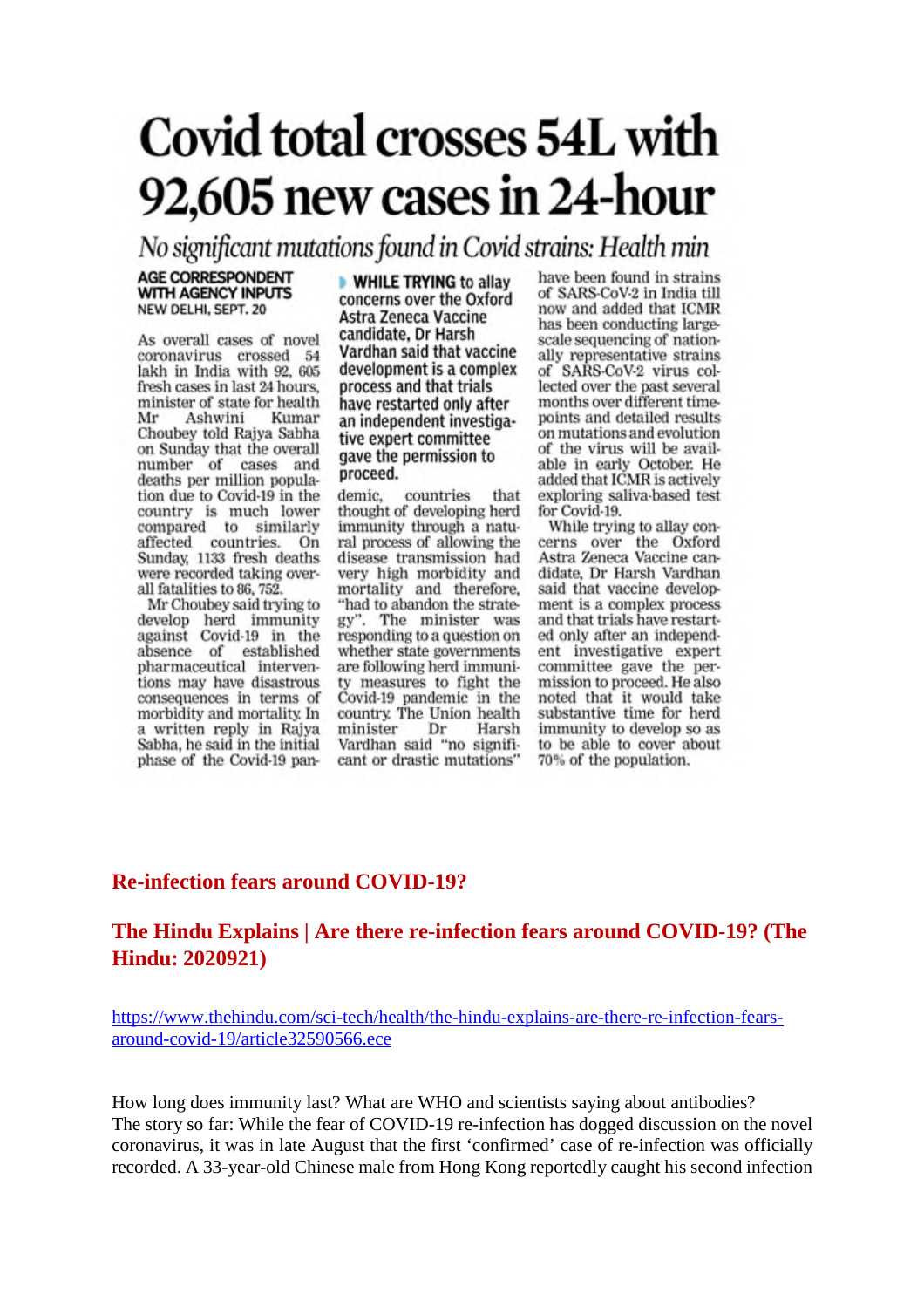# Covid total crosses 54L with 92,605 new cases in 24-hour

*No significant mutations found in Covid strains: Health min*

**AGE CORRESPONDENT WITH AGENCY INPUTS**
NEW DELHI, SEPT. 20

As overall cases of novel coronavirus crossed 54 lakh in India with 92, 605 fresh cases in last 24 hours, minister of state for health Mr Ashwini Kumar Choubey told Rajya Sabha on Sunday that the overall number of cases and deaths per million population due to Covid-19 in the country is much lower compared to similarly affected countries. On Sunday, 1133 fresh deaths were recorded taking overall fatalities to 86, 752.

Mr Choubey said trying to develop herd immunity against Covid-19 in the absence of established pharmaceutical interventions may have disastrous consequences in terms of morbidity and mortality. In a written reply in Rajya Sabha, he said in the initial phase of the Covid-19 pandemic, countries that thought of developing herd immunity through a natural process of allowing the disease transmission had very high morbidity and mortality and therefore, "had to abandon the strategy". The minister was responding to a question on whether state governments are following herd immunity measures to fight the Covid-19 pandemic in the country. The Union health minister Dr Harsh Vardhan said "no significant or drastic mutations" have been found in strains of SARS-CoV-2 in India till now and added that ICMR has been conducting large-scale sequencing of nationally representative strains of SARS-CoV-2 virus collected over the past several months over different timepoints and detailed results on mutations and evolution of the virus will be available in early October. He added that ICMR is actively exploring saliva-based test for Covid-19.

> **WHILE TRYING** to allay concerns over the Oxford Astra Zeneca Vaccine candidate, Dr Harsh Vardhan said that vaccine development is a complex process and that trials have restarted only after an independent investigative expert committee gave the permission to proceed.

While trying to allay concerns over the Oxford Astra Zeneca Vaccine candidate, Dr Harsh Vardhan said that vaccine development is a complex process and that trials have restarted only after an independent investigative expert committee gave the permission to proceed. He also noted that it would take substantive time for herd immunity to develop so as to be able to cover about 70% of the population.

## Re-infection fears around COVID-19?

## The Hindu Explains | Are there re-infection fears around COVID-19? (The Hindu: 2020921)

https://www.thehindu.com/sci-tech/health/the-hindu-explains-are-there-re-infection-fears-around-covid-19/article32590566.ece

How long does immunity last? What are WHO and scientists saying about antibodies?
The story so far: While the fear of COVID-19 re-infection has dogged discussion on the novel coronavirus, it was in late August that the first 'confirmed' case of re-infection was officially recorded. A 33-year-old Chinese male from Hong Kong reportedly caught his second infection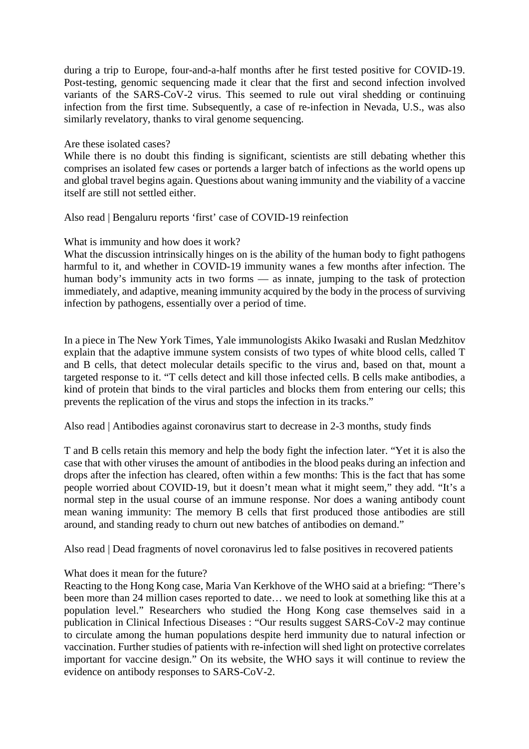during a trip to Europe, four-and-a-half months after he first tested positive for COVID-19. Post-testing, genomic sequencing made it clear that the first and second infection involved variants of the SARS-CoV-2 virus. This seemed to rule out viral shedding or continuing infection from the first time. Subsequently, a case of re-infection in Nevada, U.S., was also similarly revelatory, thanks to viral genome sequencing.

### Are these isolated cases?

While there is no doubt this finding is significant, scientists are still debating whether this comprises an isolated few cases or portends a larger batch of infections as the world opens up and global travel begins again. Questions about waning immunity and the viability of a vaccine itself are still not settled either.

Also read | Bengaluru reports 'first' case of COVID-19 reinfection

### What is immunity and how does it work?

What the discussion intrinsically hinges on is the ability of the human body to fight pathogens harmful to it, and whether in COVID-19 immunity wanes a few months after infection. The human body's immunity acts in two forms — as innate, jumping to the task of protection immediately, and adaptive, meaning immunity acquired by the body in the process of surviving infection by pathogens, essentially over a period of time.

In a piece in The New York Times, Yale immunologists Akiko Iwasaki and Ruslan Medzhitov explain that the adaptive immune system consists of two types of white blood cells, called T and B cells, that detect molecular details specific to the virus and, based on that, mount a targeted response to it. "T cells detect and kill those infected cells. B cells make antibodies, a kind of protein that binds to the viral particles and blocks them from entering our cells; this prevents the replication of the virus and stops the infection in its tracks."

Also read | Antibodies against coronavirus start to decrease in 2-3 months, study finds

T and B cells retain this memory and help the body fight the infection later. "Yet it is also the case that with other viruses the amount of antibodies in the blood peaks during an infection and drops after the infection has cleared, often within a few months: This is the fact that has some people worried about COVID-19, but it doesn't mean what it might seem," they add. "It's a normal step in the usual course of an immune response. Nor does a waning antibody count mean waning immunity: The memory B cells that first produced those antibodies are still around, and standing ready to churn out new batches of antibodies on demand."

Also read | Dead fragments of novel coronavirus led to false positives in recovered patients

### What does it mean for the future?

Reacting to the Hong Kong case, Maria Van Kerkhove of the WHO said at a briefing: "There's been more than 24 million cases reported to date… we need to look at something like this at a population level." Researchers who studied the Hong Kong case themselves said in a publication in Clinical Infectious Diseases : "Our results suggest SARS-CoV-2 may continue to circulate among the human populations despite herd immunity due to natural infection or vaccination. Further studies of patients with re-infection will shed light on protective correlates important for vaccine design." On its website, the WHO says it will continue to review the evidence on antibody responses to SARS-CoV-2.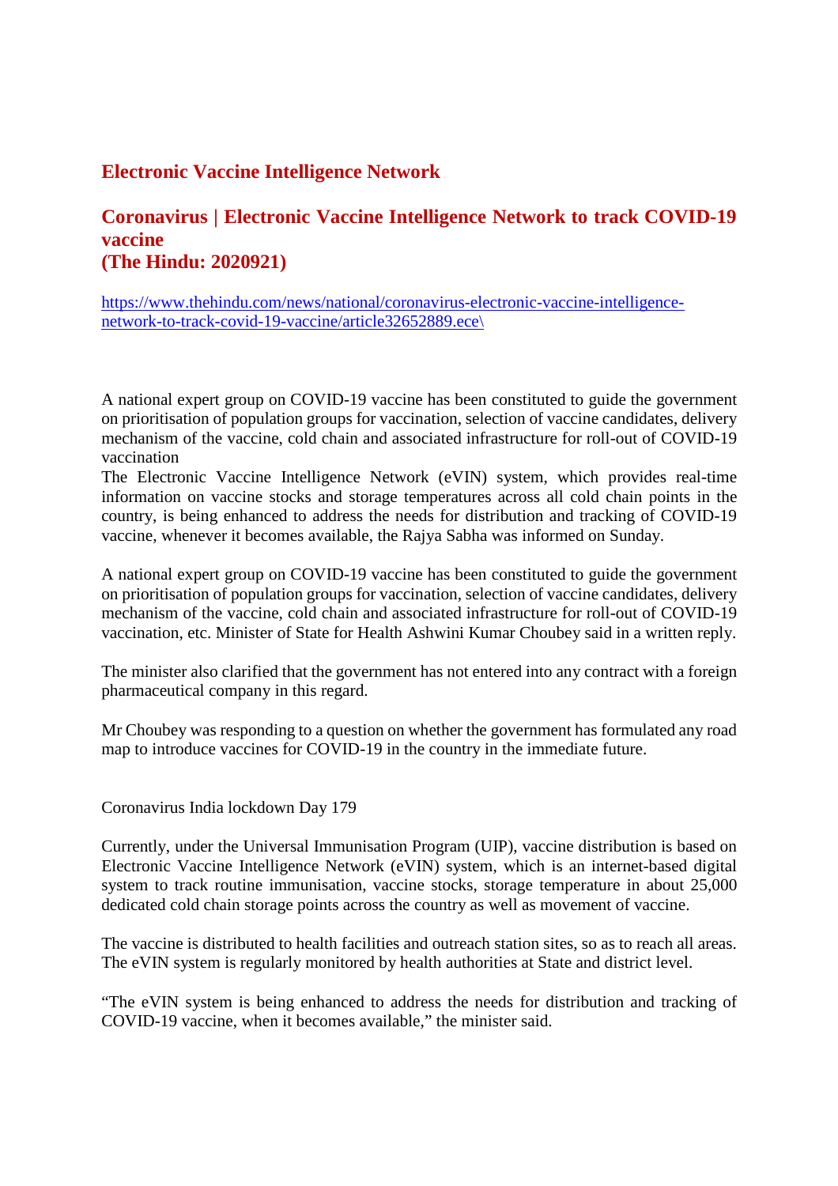## Electronic Vaccine Intelligence Network

### Coronavirus | Electronic Vaccine Intelligence Network to track COVID-19 vaccine
### (The Hindu: 2020921)

https://www.thehindu.com/news/national/coronavirus-electronic-vaccine-intelligence-network-to-track-covid-19-vaccine/article32652889.ece\

A national expert group on COVID-19 vaccine has been constituted to guide the government on prioritisation of population groups for vaccination, selection of vaccine candidates, delivery mechanism of the vaccine, cold chain and associated infrastructure for roll-out of COVID-19 vaccination
The Electronic Vaccine Intelligence Network (eVIN) system, which provides real-time information on vaccine stocks and storage temperatures across all cold chain points in the country, is being enhanced to address the needs for distribution and tracking of COVID-19 vaccine, whenever it becomes available, the Rajya Sabha was informed on Sunday.

A national expert group on COVID-19 vaccine has been constituted to guide the government on prioritisation of population groups for vaccination, selection of vaccine candidates, delivery mechanism of the vaccine, cold chain and associated infrastructure for roll-out of COVID-19 vaccination, etc. Minister of State for Health Ashwini Kumar Choubey said in a written reply.

The minister also clarified that the government has not entered into any contract with a foreign pharmaceutical company in this regard.

Mr Choubey was responding to a question on whether the government has formulated any road map to introduce vaccines for COVID-19 in the country in the immediate future.

Coronavirus India lockdown Day 179

Currently, under the Universal Immunisation Program (UIP), vaccine distribution is based on Electronic Vaccine Intelligence Network (eVIN) system, which is an internet-based digital system to track routine immunisation, vaccine stocks, storage temperature in about 25,000 dedicated cold chain storage points across the country as well as movement of vaccine.

The vaccine is distributed to health facilities and outreach station sites, so as to reach all areas. The eVIN system is regularly monitored by health authorities at State and district level.

"The eVIN system is being enhanced to address the needs for distribution and tracking of COVID-19 vaccine, when it becomes available," the minister said.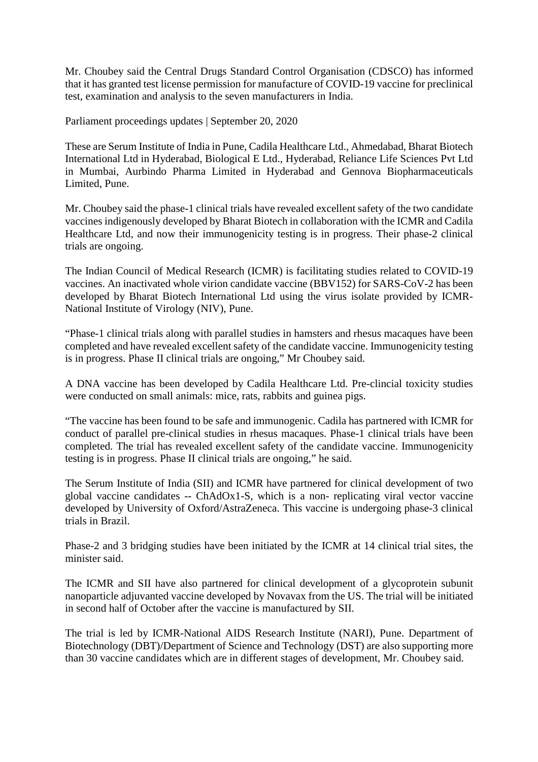Mr. Choubey said the Central Drugs Standard Control Organisation (CDSCO) has informed that it has granted test license permission for manufacture of COVID-19 vaccine for preclinical test, examination and analysis to the seven manufacturers in India.

Parliament proceedings updates | September 20, 2020

These are Serum Institute of India in Pune, Cadila Healthcare Ltd., Ahmedabad, Bharat Biotech International Ltd in Hyderabad, Biological E Ltd., Hyderabad, Reliance Life Sciences Pvt Ltd in Mumbai, Aurbindo Pharma Limited in Hyderabad and Gennova Biopharmaceuticals Limited, Pune.

Mr. Choubey said the phase-1 clinical trials have revealed excellent safety of the two candidate vaccines indigenously developed by Bharat Biotech in collaboration with the ICMR and Cadila Healthcare Ltd, and now their immunogenicity testing is in progress. Their phase-2 clinical trials are ongoing.

The Indian Council of Medical Research (ICMR) is facilitating studies related to COVID-19 vaccines. An inactivated whole virion candidate vaccine (BBV152) for SARS-CoV-2 has been developed by Bharat Biotech International Ltd using the virus isolate provided by ICMR-National Institute of Virology (NIV), Pune.

"Phase-1 clinical trials along with parallel studies in hamsters and rhesus macaques have been completed and have revealed excellent safety of the candidate vaccine. Immunogenicity testing is in progress. Phase II clinical trials are ongoing," Mr Choubey said.

A DNA vaccine has been developed by Cadila Healthcare Ltd. Pre-clincial toxicity studies were conducted on small animals: mice, rats, rabbits and guinea pigs.

"The vaccine has been found to be safe and immunogenic. Cadila has partnered with ICMR for conduct of parallel pre-clinical studies in rhesus macaques. Phase-1 clinical trials have been completed. The trial has revealed excellent safety of the candidate vaccine. Immunogenicity testing is in progress. Phase II clinical trials are ongoing," he said.

The Serum Institute of India (SII) and ICMR have partnered for clinical development of two global vaccine candidates -- ChAdOx1-S, which is a non- replicating viral vector vaccine developed by University of Oxford/AstraZeneca. This vaccine is undergoing phase-3 clinical trials in Brazil.

Phase-2 and 3 bridging studies have been initiated by the ICMR at 14 clinical trial sites, the minister said.

The ICMR and SII have also partnered for clinical development of a glycoprotein subunit nanoparticle adjuvanted vaccine developed by Novavax from the US. The trial will be initiated in second half of October after the vaccine is manufactured by SII.

The trial is led by ICMR-National AIDS Research Institute (NARI), Pune. Department of Biotechnology (DBT)/Department of Science and Technology (DST) are also supporting more than 30 vaccine candidates which are in different stages of development, Mr. Choubey said.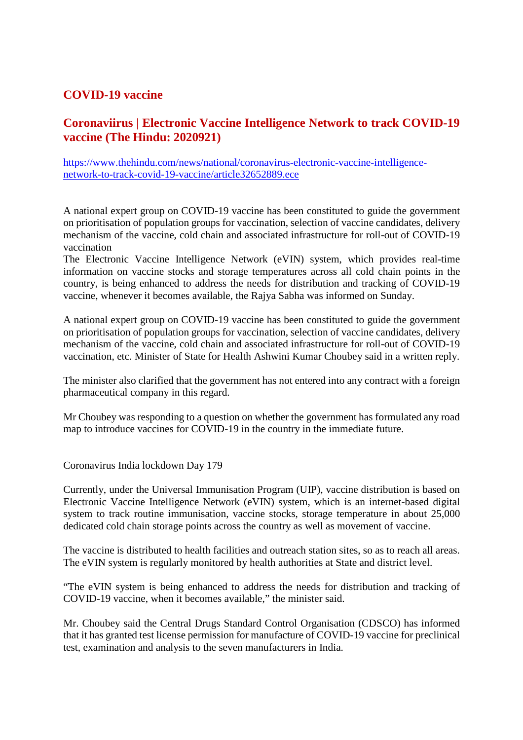## COVID-19 vaccine

### Coronaviirus | Electronic Vaccine Intelligence Network to track COVID-19 vaccine (The Hindu: 2020921)

https://www.thehindu.com/news/national/coronavirus-electronic-vaccine-intelligence-network-to-track-covid-19-vaccine/article32652889.ece

A national expert group on COVID-19 vaccine has been constituted to guide the government on prioritisation of population groups for vaccination, selection of vaccine candidates, delivery mechanism of the vaccine, cold chain and associated infrastructure for roll-out of COVID-19 vaccination

The Electronic Vaccine Intelligence Network (eVIN) system, which provides real-time information on vaccine stocks and storage temperatures across all cold chain points in the country, is being enhanced to address the needs for distribution and tracking of COVID-19 vaccine, whenever it becomes available, the Rajya Sabha was informed on Sunday.

A national expert group on COVID-19 vaccine has been constituted to guide the government on prioritisation of population groups for vaccination, selection of vaccine candidates, delivery mechanism of the vaccine, cold chain and associated infrastructure for roll-out of COVID-19 vaccination, etc. Minister of State for Health Ashwini Kumar Choubey said in a written reply.

The minister also clarified that the government has not entered into any contract with a foreign pharmaceutical company in this regard.

Mr Choubey was responding to a question on whether the government has formulated any road map to introduce vaccines for COVID-19 in the country in the immediate future.

Coronavirus India lockdown Day 179

Currently, under the Universal Immunisation Program (UIP), vaccine distribution is based on Electronic Vaccine Intelligence Network (eVIN) system, which is an internet-based digital system to track routine immunisation, vaccine stocks, storage temperature in about 25,000 dedicated cold chain storage points across the country as well as movement of vaccine.

The vaccine is distributed to health facilities and outreach station sites, so as to reach all areas. The eVIN system is regularly monitored by health authorities at State and district level.

"The eVIN system is being enhanced to address the needs for distribution and tracking of COVID-19 vaccine, when it becomes available," the minister said.

Mr. Choubey said the Central Drugs Standard Control Organisation (CDSCO) has informed that it has granted test license permission for manufacture of COVID-19 vaccine for preclinical test, examination and analysis to the seven manufacturers in India.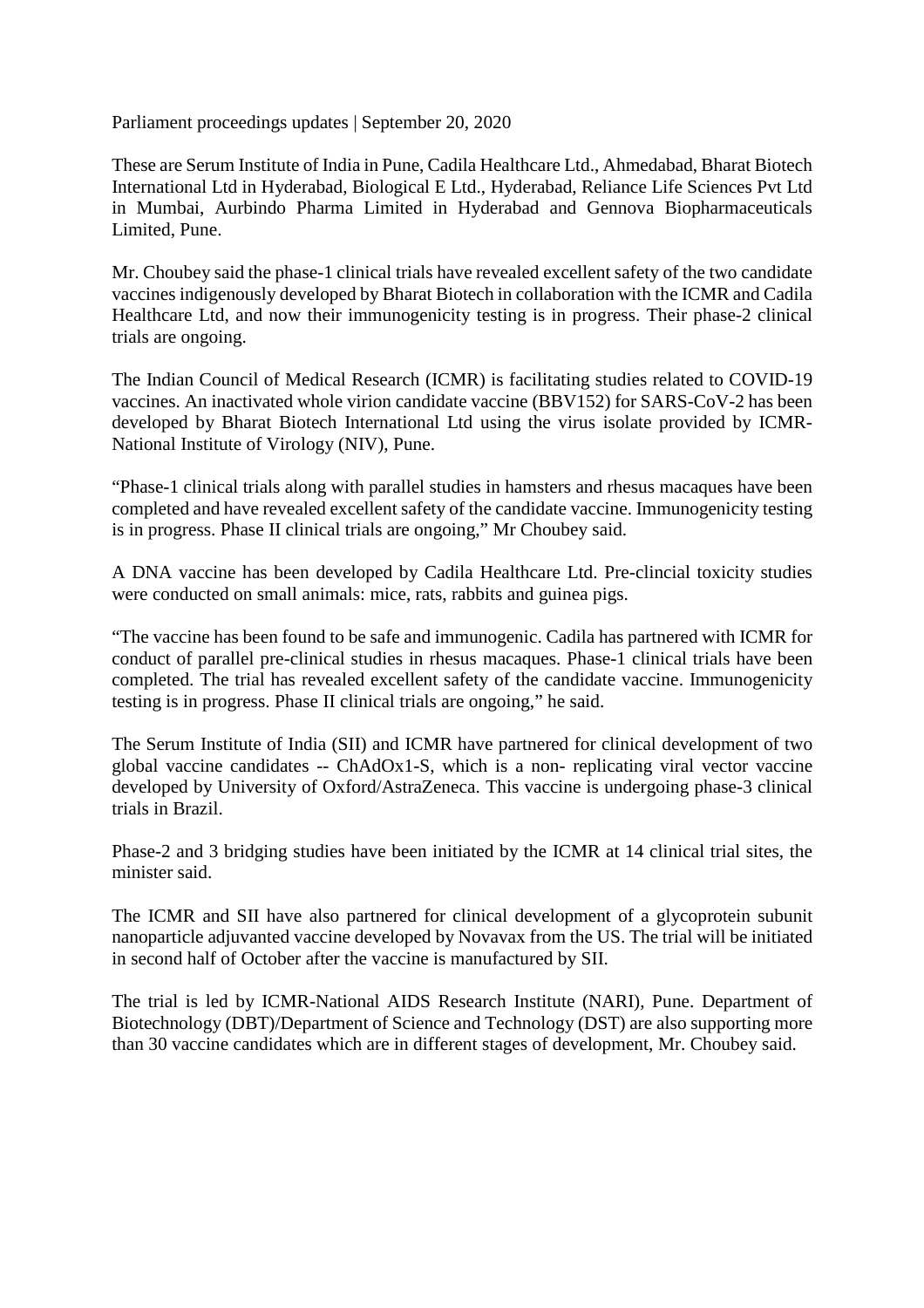Parliament proceedings updates | September 20, 2020

These are Serum Institute of India in Pune, Cadila Healthcare Ltd., Ahmedabad, Bharat Biotech International Ltd in Hyderabad, Biological E Ltd., Hyderabad, Reliance Life Sciences Pvt Ltd in Mumbai, Aurbindo Pharma Limited in Hyderabad and Gennova Biopharmaceuticals Limited, Pune.

Mr. Choubey said the phase-1 clinical trials have revealed excellent safety of the two candidate vaccines indigenously developed by Bharat Biotech in collaboration with the ICMR and Cadila Healthcare Ltd, and now their immunogenicity testing is in progress. Their phase-2 clinical trials are ongoing.

The Indian Council of Medical Research (ICMR) is facilitating studies related to COVID-19 vaccines. An inactivated whole virion candidate vaccine (BBV152) for SARS-CoV-2 has been developed by Bharat Biotech International Ltd using the virus isolate provided by ICMR-National Institute of Virology (NIV), Pune.

"Phase-1 clinical trials along with parallel studies in hamsters and rhesus macaques have been completed and have revealed excellent safety of the candidate vaccine. Immunogenicity testing is in progress. Phase II clinical trials are ongoing," Mr Choubey said.

A DNA vaccine has been developed by Cadila Healthcare Ltd. Pre-clincial toxicity studies were conducted on small animals: mice, rats, rabbits and guinea pigs.

"The vaccine has been found to be safe and immunogenic. Cadila has partnered with ICMR for conduct of parallel pre-clinical studies in rhesus macaques. Phase-1 clinical trials have been completed. The trial has revealed excellent safety of the candidate vaccine. Immunogenicity testing is in progress. Phase II clinical trials are ongoing," he said.

The Serum Institute of India (SII) and ICMR have partnered for clinical development of two global vaccine candidates -- ChAdOx1-S, which is a non- replicating viral vector vaccine developed by University of Oxford/AstraZeneca. This vaccine is undergoing phase-3 clinical trials in Brazil.

Phase-2 and 3 bridging studies have been initiated by the ICMR at 14 clinical trial sites, the minister said.

The ICMR and SII have also partnered for clinical development of a glycoprotein subunit nanoparticle adjuvanted vaccine developed by Novavax from the US. The trial will be initiated in second half of October after the vaccine is manufactured by SII.

The trial is led by ICMR-National AIDS Research Institute (NARI), Pune. Department of Biotechnology (DBT)/Department of Science and Technology (DST) are also supporting more than 30 vaccine candidates which are in different stages of development, Mr. Choubey said.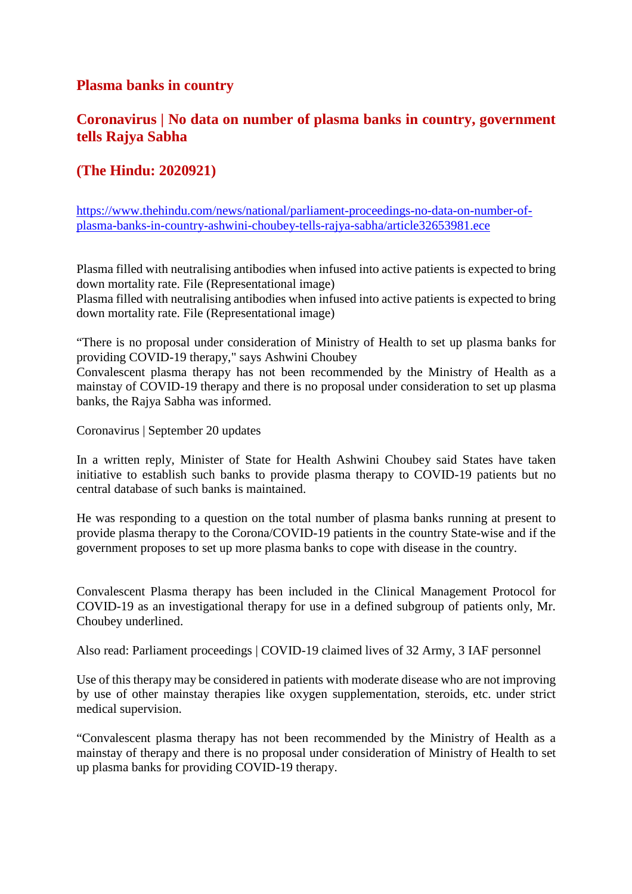## Plasma banks in country

## Coronavirus | No data on number of plasma banks in country, government tells Rajya Sabha

## (The Hindu: 2020921)

https://www.thehindu.com/news/national/parliament-proceedings-no-data-on-number-of-plasma-banks-in-country-ashwini-choubey-tells-rajya-sabha/article32653981.ece

Plasma filled with neutralising antibodies when infused into active patients is expected to bring down mortality rate. File (Representational image)
Plasma filled with neutralising antibodies when infused into active patients is expected to bring down mortality rate. File (Representational image)

"There is no proposal under consideration of Ministry of Health to set up plasma banks for providing COVID-19 therapy," says Ashwini Choubey
Convalescent plasma therapy has not been recommended by the Ministry of Health as a mainstay of COVID-19 therapy and there is no proposal under consideration to set up plasma banks, the Rajya Sabha was informed.

Coronavirus | September 20 updates

In a written reply, Minister of State for Health Ashwini Choubey said States have taken initiative to establish such banks to provide plasma therapy to COVID-19 patients but no central database of such banks is maintained.

He was responding to a question on the total number of plasma banks running at present to provide plasma therapy to the Corona/COVID-19 patients in the country State-wise and if the government proposes to set up more plasma banks to cope with disease in the country.

Convalescent Plasma therapy has been included in the Clinical Management Protocol for COVID-19 as an investigational therapy for use in a defined subgroup of patients only, Mr. Choubey underlined.

Also read: Parliament proceedings | COVID-19 claimed lives of 32 Army, 3 IAF personnel

Use of this therapy may be considered in patients with moderate disease who are not improving by use of other mainstay therapies like oxygen supplementation, steroids, etc. under strict medical supervision.

"Convalescent plasma therapy has not been recommended by the Ministry of Health as a mainstay of therapy and there is no proposal under consideration of Ministry of Health to set up plasma banks for providing COVID-19 therapy.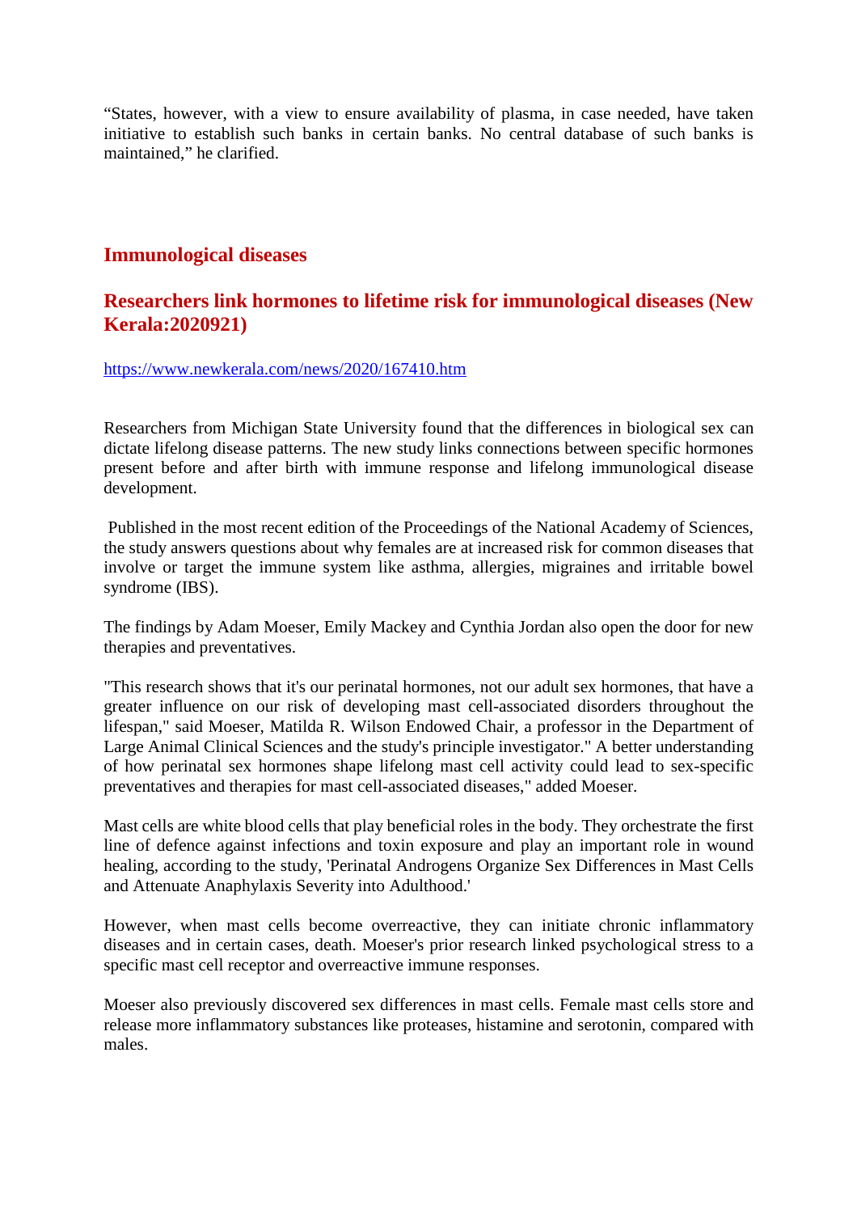"States, however, with a view to ensure availability of plasma, in case needed, have taken initiative to establish such banks in certain banks. No central database of such banks is maintained," he clarified.

## Immunological diseases

### Researchers link hormones to lifetime risk for immunological diseases (New Kerala:2020921)

https://www.newkerala.com/news/2020/167410.htm

Researchers from Michigan State University found that the differences in biological sex can dictate lifelong disease patterns. The new study links connections between specific hormones present before and after birth with immune response and lifelong immunological disease development.

Published in the most recent edition of the Proceedings of the National Academy of Sciences, the study answers questions about why females are at increased risk for common diseases that involve or target the immune system like asthma, allergies, migraines and irritable bowel syndrome (IBS).

The findings by Adam Moeser, Emily Mackey and Cynthia Jordan also open the door for new therapies and preventatives.

"This research shows that it's our perinatal hormones, not our adult sex hormones, that have a greater influence on our risk of developing mast cell-associated disorders throughout the lifespan," said Moeser, Matilda R. Wilson Endowed Chair, a professor in the Department of Large Animal Clinical Sciences and the study's principle investigator." A better understanding of how perinatal sex hormones shape lifelong mast cell activity could lead to sex-specific preventatives and therapies for mast cell-associated diseases," added Moeser.

Mast cells are white blood cells that play beneficial roles in the body. They orchestrate the first line of defence against infections and toxin exposure and play an important role in wound healing, according to the study, 'Perinatal Androgens Organize Sex Differences in Mast Cells and Attenuate Anaphylaxis Severity into Adulthood.'

However, when mast cells become overreactive, they can initiate chronic inflammatory diseases and in certain cases, death. Moeser's prior research linked psychological stress to a specific mast cell receptor and overreactive immune responses.

Moeser also previously discovered sex differences in mast cells. Female mast cells store and release more inflammatory substances like proteases, histamine and serotonin, compared with males.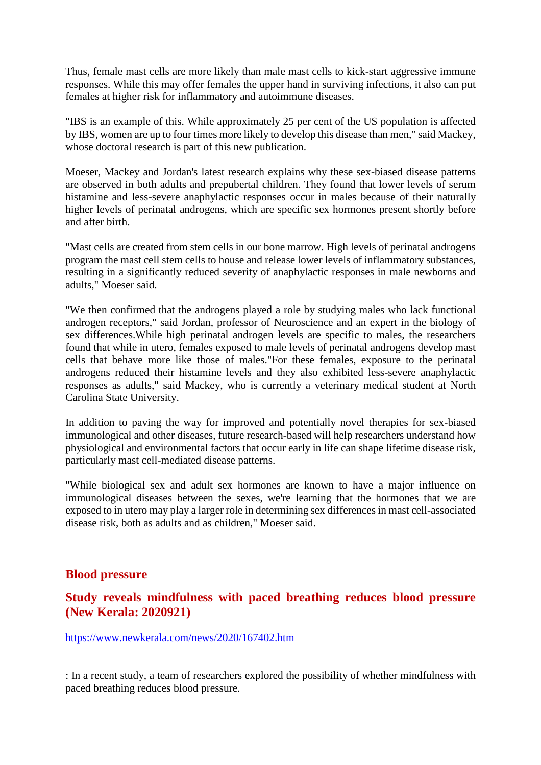Thus, female mast cells are more likely than male mast cells to kick-start aggressive immune responses. While this may offer females the upper hand in surviving infections, it also can put females at higher risk for inflammatory and autoimmune diseases.

"IBS is an example of this. While approximately 25 per cent of the US population is affected by IBS, women are up to four times more likely to develop this disease than men," said Mackey, whose doctoral research is part of this new publication.

Moeser, Mackey and Jordan's latest research explains why these sex-biased disease patterns are observed in both adults and prepubertal children. They found that lower levels of serum histamine and less-severe anaphylactic responses occur in males because of their naturally higher levels of perinatal androgens, which are specific sex hormones present shortly before and after birth.

"Mast cells are created from stem cells in our bone marrow. High levels of perinatal androgens program the mast cell stem cells to house and release lower levels of inflammatory substances, resulting in a significantly reduced severity of anaphylactic responses in male newborns and adults," Moeser said.

"We then confirmed that the androgens played a role by studying males who lack functional androgen receptors," said Jordan, professor of Neuroscience and an expert in the biology of sex differences.While high perinatal androgen levels are specific to males, the researchers found that while in utero, females exposed to male levels of perinatal androgens develop mast cells that behave more like those of males."For these females, exposure to the perinatal androgens reduced their histamine levels and they also exhibited less-severe anaphylactic responses as adults," said Mackey, who is currently a veterinary medical student at North Carolina State University.

In addition to paving the way for improved and potentially novel therapies for sex-biased immunological and other diseases, future research-based will help researchers understand how physiological and environmental factors that occur early in life can shape lifetime disease risk, particularly mast cell-mediated disease patterns.

"While biological sex and adult sex hormones are known to have a major influence on immunological diseases between the sexes, we're learning that the hormones that we are exposed to in utero may play a larger role in determining sex differences in mast cell-associated disease risk, both as adults and as children," Moeser said.

## Blood pressure

### Study reveals mindfulness with paced breathing reduces blood pressure (New Kerala: 2020921)

https://www.newkerala.com/news/2020/167402.htm

: In a recent study, a team of researchers explored the possibility of whether mindfulness with paced breathing reduces blood pressure.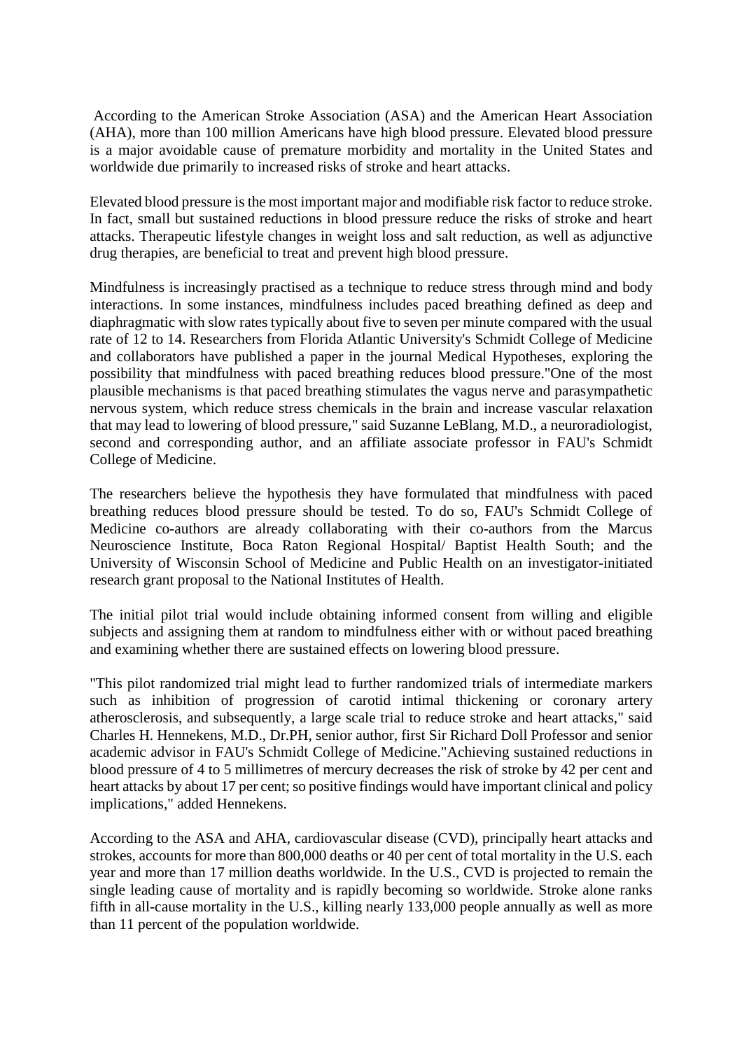According to the American Stroke Association (ASA) and the American Heart Association (AHA), more than 100 million Americans have high blood pressure. Elevated blood pressure is a major avoidable cause of premature morbidity and mortality in the United States and worldwide due primarily to increased risks of stroke and heart attacks.

Elevated blood pressure is the most important major and modifiable risk factor to reduce stroke. In fact, small but sustained reductions in blood pressure reduce the risks of stroke and heart attacks. Therapeutic lifestyle changes in weight loss and salt reduction, as well as adjunctive drug therapies, are beneficial to treat and prevent high blood pressure.

Mindfulness is increasingly practised as a technique to reduce stress through mind and body interactions. In some instances, mindfulness includes paced breathing defined as deep and diaphragmatic with slow rates typically about five to seven per minute compared with the usual rate of 12 to 14. Researchers from Florida Atlantic University's Schmidt College of Medicine and collaborators have published a paper in the journal Medical Hypotheses, exploring the possibility that mindfulness with paced breathing reduces blood pressure."One of the most plausible mechanisms is that paced breathing stimulates the vagus nerve and parasympathetic nervous system, which reduce stress chemicals in the brain and increase vascular relaxation that may lead to lowering of blood pressure," said Suzanne LeBlang, M.D., a neuroradiologist, second and corresponding author, and an affiliate associate professor in FAU's Schmidt College of Medicine.

The researchers believe the hypothesis they have formulated that mindfulness with paced breathing reduces blood pressure should be tested. To do so, FAU's Schmidt College of Medicine co-authors are already collaborating with their co-authors from the Marcus Neuroscience Institute, Boca Raton Regional Hospital/ Baptist Health South; and the University of Wisconsin School of Medicine and Public Health on an investigator-initiated research grant proposal to the National Institutes of Health.

The initial pilot trial would include obtaining informed consent from willing and eligible subjects and assigning them at random to mindfulness either with or without paced breathing and examining whether there are sustained effects on lowering blood pressure.

"This pilot randomized trial might lead to further randomized trials of intermediate markers such as inhibition of progression of carotid intimal thickening or coronary artery atherosclerosis, and subsequently, a large scale trial to reduce stroke and heart attacks," said Charles H. Hennekens, M.D., Dr.PH, senior author, first Sir Richard Doll Professor and senior academic advisor in FAU's Schmidt College of Medicine."Achieving sustained reductions in blood pressure of 4 to 5 millimetres of mercury decreases the risk of stroke by 42 per cent and heart attacks by about 17 per cent; so positive findings would have important clinical and policy implications," added Hennekens.

According to the ASA and AHA, cardiovascular disease (CVD), principally heart attacks and strokes, accounts for more than 800,000 deaths or 40 per cent of total mortality in the U.S. each year and more than 17 million deaths worldwide. In the U.S., CVD is projected to remain the single leading cause of mortality and is rapidly becoming so worldwide. Stroke alone ranks fifth in all-cause mortality in the U.S., killing nearly 133,000 people annually as well as more than 11 percent of the population worldwide.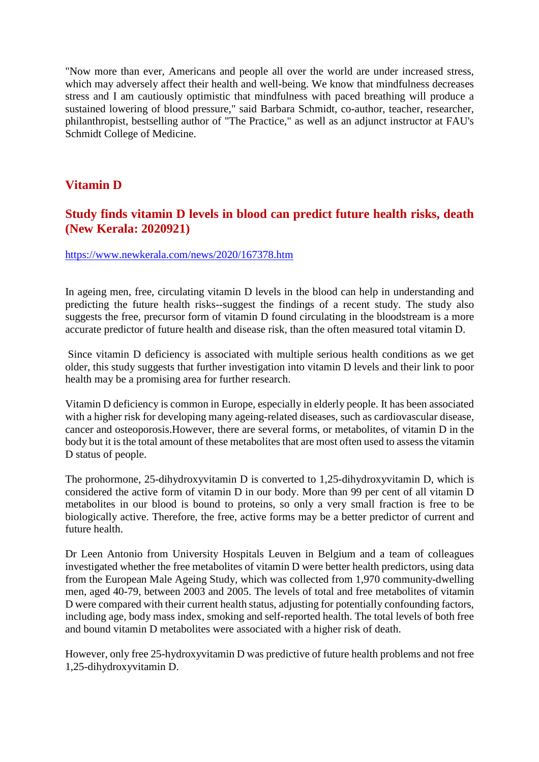"Now more than ever, Americans and people all over the world are under increased stress, which may adversely affect their health and well-being. We know that mindfulness decreases stress and I am cautiously optimistic that mindfulness with paced breathing will produce a sustained lowering of blood pressure," said Barbara Schmidt, co-author, teacher, researcher, philanthropist, bestselling author of "The Practice," as well as an adjunct instructor at FAU's Schmidt College of Medicine.

## Vitamin D

### Study finds vitamin D levels in blood can predict future health risks, death (New Kerala: 2020921)

https://www.newkerala.com/news/2020/167378.htm

In ageing men, free, circulating vitamin D levels in the blood can help in understanding and predicting the future health risks--suggest the findings of a recent study. The study also suggests the free, precursor form of vitamin D found circulating in the bloodstream is a more accurate predictor of future health and disease risk, than the often measured total vitamin D.

Since vitamin D deficiency is associated with multiple serious health conditions as we get older, this study suggests that further investigation into vitamin D levels and their link to poor health may be a promising area for further research.

Vitamin D deficiency is common in Europe, especially in elderly people. It has been associated with a higher risk for developing many ageing-related diseases, such as cardiovascular disease, cancer and osteoporosis.However, there are several forms, or metabolites, of vitamin D in the body but it is the total amount of these metabolites that are most often used to assess the vitamin D status of people.

The prohormone, 25-dihydroxyvitamin D is converted to 1,25-dihydroxyvitamin D, which is considered the active form of vitamin D in our body. More than 99 per cent of all vitamin D metabolites in our blood is bound to proteins, so only a very small fraction is free to be biologically active. Therefore, the free, active forms may be a better predictor of current and future health.

Dr Leen Antonio from University Hospitals Leuven in Belgium and a team of colleagues investigated whether the free metabolites of vitamin D were better health predictors, using data from the European Male Ageing Study, which was collected from 1,970 community-dwelling men, aged 40-79, between 2003 and 2005. The levels of total and free metabolites of vitamin D were compared with their current health status, adjusting for potentially confounding factors, including age, body mass index, smoking and self-reported health. The total levels of both free and bound vitamin D metabolites were associated with a higher risk of death.

However, only free 25-hydroxyvitamin D was predictive of future health problems and not free 1,25-dihydroxyvitamin D.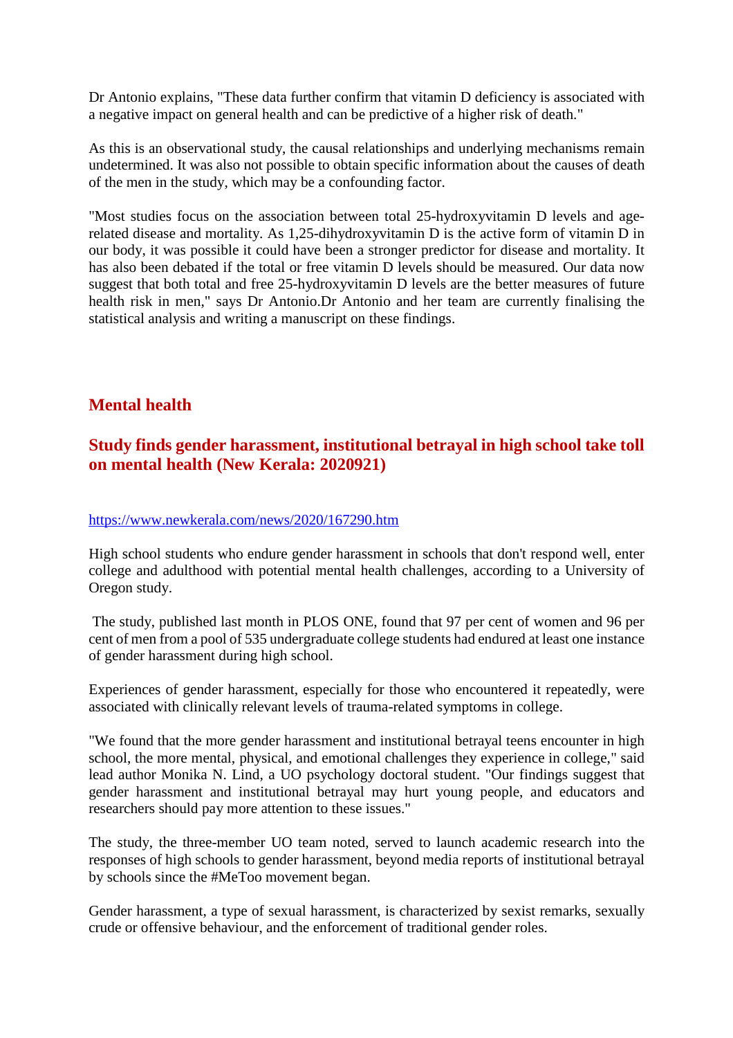Dr Antonio explains, "These data further confirm that vitamin D deficiency is associated with a negative impact on general health and can be predictive of a higher risk of death."

As this is an observational study, the causal relationships and underlying mechanisms remain undetermined. It was also not possible to obtain specific information about the causes of death of the men in the study, which may be a confounding factor.

"Most studies focus on the association between total 25-hydroxyvitamin D levels and age-related disease and mortality. As 1,25-dihydroxyvitamin D is the active form of vitamin D in our body, it was possible it could have been a stronger predictor for disease and mortality. It has also been debated if the total or free vitamin D levels should be measured. Our data now suggest that both total and free 25-hydroxyvitamin D levels are the better measures of future health risk in men," says Dr Antonio.Dr Antonio and her team are currently finalising the statistical analysis and writing a manuscript on these findings.

## Mental health

### Study finds gender harassment, institutional betrayal in high school take toll on mental health (New Kerala: 2020921)

https://www.newkerala.com/news/2020/167290.htm

High school students who endure gender harassment in schools that don't respond well, enter college and adulthood with potential mental health challenges, according to a University of Oregon study.

The study, published last month in PLOS ONE, found that 97 per cent of women and 96 per cent of men from a pool of 535 undergraduate college students had endured at least one instance of gender harassment during high school.

Experiences of gender harassment, especially for those who encountered it repeatedly, were associated with clinically relevant levels of trauma-related symptoms in college.

"We found that the more gender harassment and institutional betrayal teens encounter in high school, the more mental, physical, and emotional challenges they experience in college," said lead author Monika N. Lind, a UO psychology doctoral student. "Our findings suggest that gender harassment and institutional betrayal may hurt young people, and educators and researchers should pay more attention to these issues."

The study, the three-member UO team noted, served to launch academic research into the responses of high schools to gender harassment, beyond media reports of institutional betrayal by schools since the #MeToo movement began.

Gender harassment, a type of sexual harassment, is characterized by sexist remarks, sexually crude or offensive behaviour, and the enforcement of traditional gender roles.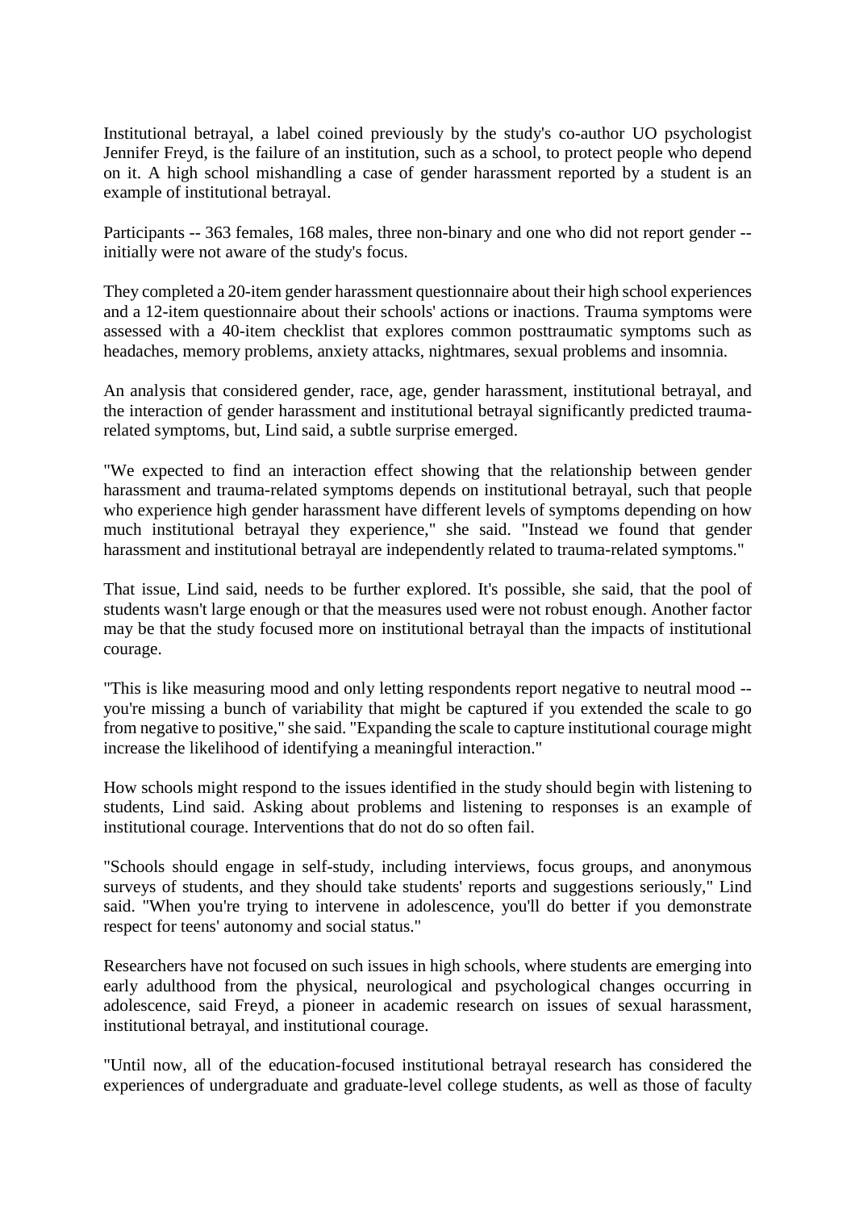Institutional betrayal, a label coined previously by the study's co-author UO psychologist Jennifer Freyd, is the failure of an institution, such as a school, to protect people who depend on it. A high school mishandling a case of gender harassment reported by a student is an example of institutional betrayal.

Participants -- 363 females, 168 males, three non-binary and one who did not report gender -- initially were not aware of the study's focus.

They completed a 20-item gender harassment questionnaire about their high school experiences and a 12-item questionnaire about their schools' actions or inactions. Trauma symptoms were assessed with a 40-item checklist that explores common posttraumatic symptoms such as headaches, memory problems, anxiety attacks, nightmares, sexual problems and insomnia.

An analysis that considered gender, race, age, gender harassment, institutional betrayal, and the interaction of gender harassment and institutional betrayal significantly predicted trauma-related symptoms, but, Lind said, a subtle surprise emerged.

"We expected to find an interaction effect showing that the relationship between gender harassment and trauma-related symptoms depends on institutional betrayal, such that people who experience high gender harassment have different levels of symptoms depending on how much institutional betrayal they experience," she said. "Instead we found that gender harassment and institutional betrayal are independently related to trauma-related symptoms."

That issue, Lind said, needs to be further explored. It's possible, she said, that the pool of students wasn't large enough or that the measures used were not robust enough. Another factor may be that the study focused more on institutional betrayal than the impacts of institutional courage.

"This is like measuring mood and only letting respondents report negative to neutral mood -- you're missing a bunch of variability that might be captured if you extended the scale to go from negative to positive," she said. "Expanding the scale to capture institutional courage might increase the likelihood of identifying a meaningful interaction."

How schools might respond to the issues identified in the study should begin with listening to students, Lind said. Asking about problems and listening to responses is an example of institutional courage. Interventions that do not do so often fail.

"Schools should engage in self-study, including interviews, focus groups, and anonymous surveys of students, and they should take students' reports and suggestions seriously," Lind said. "When you're trying to intervene in adolescence, you'll do better if you demonstrate respect for teens' autonomy and social status."

Researchers have not focused on such issues in high schools, where students are emerging into early adulthood from the physical, neurological and psychological changes occurring in adolescence, said Freyd, a pioneer in academic research on issues of sexual harassment, institutional betrayal, and institutional courage.

"Until now, all of the education-focused institutional betrayal research has considered the experiences of undergraduate and graduate-level college students, as well as those of faculty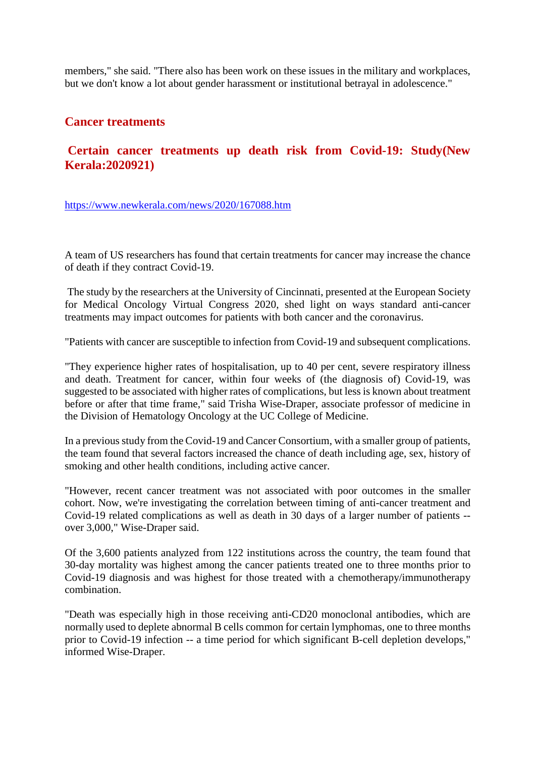members," she said. "There also has been work on these issues in the military and workplaces, but we don't know a lot about gender harassment or institutional betrayal in adolescence."

## Cancer treatments

## Certain cancer treatments up death risk from Covid-19: Study(New Kerala:2020921)

https://www.newkerala.com/news/2020/167088.htm

A team of US researchers has found that certain treatments for cancer may increase the chance of death if they contract Covid-19.

The study by the researchers at the University of Cincinnati, presented at the European Society for Medical Oncology Virtual Congress 2020, shed light on ways standard anti-cancer treatments may impact outcomes for patients with both cancer and the coronavirus.

"Patients with cancer are susceptible to infection from Covid-19 and subsequent complications.

"They experience higher rates of hospitalisation, up to 40 per cent, severe respiratory illness and death. Treatment for cancer, within four weeks of (the diagnosis of) Covid-19, was suggested to be associated with higher rates of complications, but less is known about treatment before or after that time frame," said Trisha Wise-Draper, associate professor of medicine in the Division of Hematology Oncology at the UC College of Medicine.

In a previous study from the Covid-19 and Cancer Consortium, with a smaller group of patients, the team found that several factors increased the chance of death including age, sex, history of smoking and other health conditions, including active cancer.

"However, recent cancer treatment was not associated with poor outcomes in the smaller cohort. Now, we're investigating the correlation between timing of anti-cancer treatment and Covid-19 related complications as well as death in 30 days of a larger number of patients -- over 3,000," Wise-Draper said.

Of the 3,600 patients analyzed from 122 institutions across the country, the team found that 30-day mortality was highest among the cancer patients treated one to three months prior to Covid-19 diagnosis and was highest for those treated with a chemotherapy/immunotherapy combination.

"Death was especially high in those receiving anti-CD20 monoclonal antibodies, which are normally used to deplete abnormal B cells common for certain lymphomas, one to three months prior to Covid-19 infection -- a time period for which significant B-cell depletion develops," informed Wise-Draper.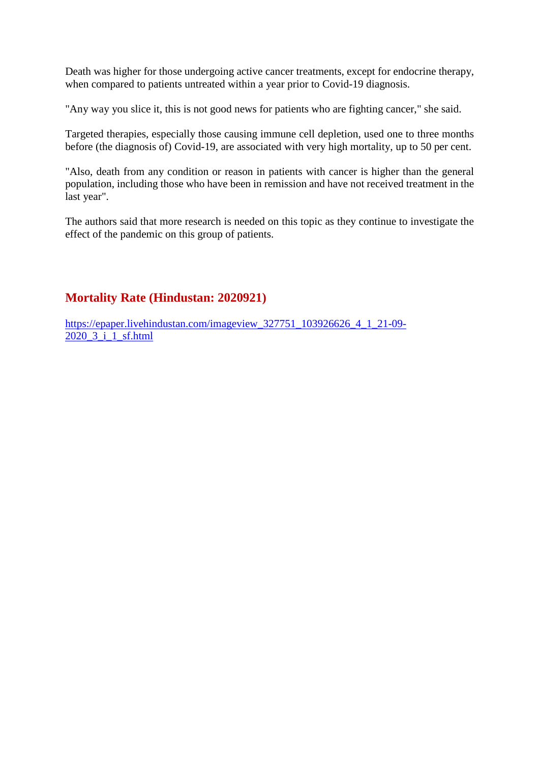Death was higher for those undergoing active cancer treatments, except for endocrine therapy, when compared to patients untreated within a year prior to Covid-19 diagnosis.

"Any way you slice it, this is not good news for patients who are fighting cancer," she said.

Targeted therapies, especially those causing immune cell depletion, used one to three months before (the diagnosis of) Covid-19, are associated with very high mortality, up to 50 per cent.

"Also, death from any condition or reason in patients with cancer is higher than the general population, including those who have been in remission and have not received treatment in the last year".

The authors said that more research is needed on this topic as they continue to investigate the effect of the pandemic on this group of patients.

## Mortality Rate (Hindustan: 2020921)

https://epaper.livehindustan.com/imageview_327751_103926626_4_1_21-09-2020_3_i_1_sf.html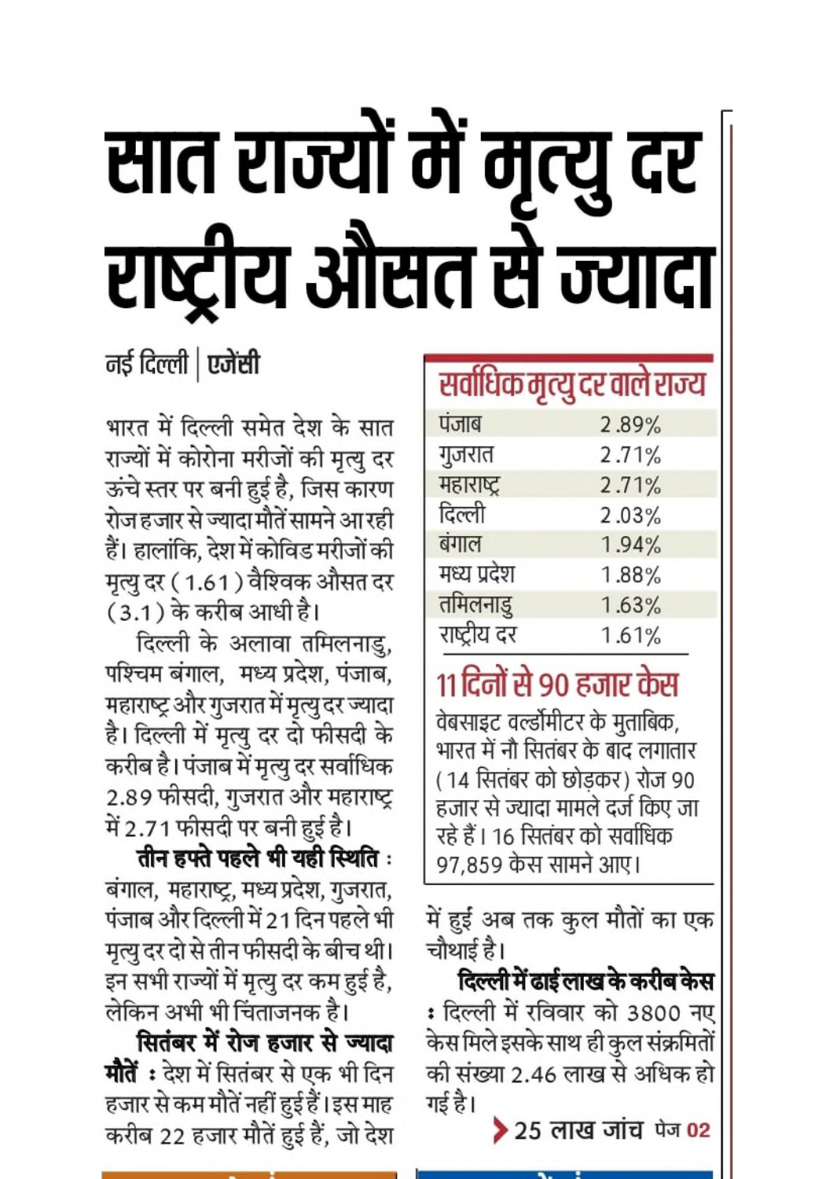# सात राज्यों में मृत्यु दर राष्ट्रीय औसत से ज्यादा

नई दिल्ली | एजेंसी

भारत में दिल्ली समेत देश के सात राज्यों में कोरोना मरीजों की मृत्यु दर ऊंचे स्तर पर बनी हुई है, जिस कारण रोज हजार से ज्यादा मौतें सामने आ रही हैं। हालांकि, देश में कोविड मरीजों की मृत्यु दर (1.61) वैश्विक औसत दर (3.1) के करीब आधी है।

दिल्ली के अलावा तमिलनाडु, पश्चिम बंगाल, मध्य प्रदेश, पंजाब, महाराष्ट्र और गुजरात में मृत्यु दर ज्यादा है। दिल्ली में मृत्यु दर दो फीसदी के करीब है। पंजाब में मृत्यु दर सर्वाधिक 2.89 फीसदी, गुजरात और महाराष्ट्र में 2.71 फीसदी पर बनी हुई है।

**तीन हफ्ते पहले भी यही स्थिति :** बंगाल, महाराष्ट्र, मध्य प्रदेश, गुजरात, पंजाब और दिल्ली में 21 दिन पहले भी मृत्यु दर दो से तीन फीसदी के बीच थी। इन सभी राज्यों में मृत्यु दर कम हुई है, लेकिन अभी भी चिंताजनक है।

**सितंबर में रोज हजार से ज्यादा मौतें :** देश में सितंबर से एक भी दिन हजार से कम मौतें नहीं हुई हैं। इस माह करीब 22 हजार मौतें हुई हैं, जो देश में हुई अब तक कुल मौतों का एक चौथाई है।

**दिल्ली में ढाई लाख के करीब केस :** दिल्ली में रविवार को 3800 नए केस मिले इसके साथ ही कुल संक्रमितों की संख्या 2.46 लाख से अधिक हो गई है।

### सर्वाधिक मृत्यु दर वाले राज्य

| राज्य | मृत्यु दर |
|---|---|
| पंजाब | 2.89% |
| गुजरात | 2.71% |
| महाराष्ट्र | 2.71% |
| दिल्ली | 2.03% |
| बंगाल | 1.94% |
| मध्य प्रदेश | 1.88% |
| तमिलनाडु | 1.63% |
| राष्ट्रीय दर | 1.61% |

### 11 दिनों से 90 हजार केस

वेबसाइट वर्ल्डोमीटर के मुताबिक, भारत में नौ सितंबर के बाद लगातार (14 सितंबर को छोड़कर) रोज 90 हजार से ज्यादा मामले दर्ज किए जा रहे हैं। 16 सितंबर को सर्वाधिक 97,859 केस सामने आए।

> 25 लाख जांच पेज 02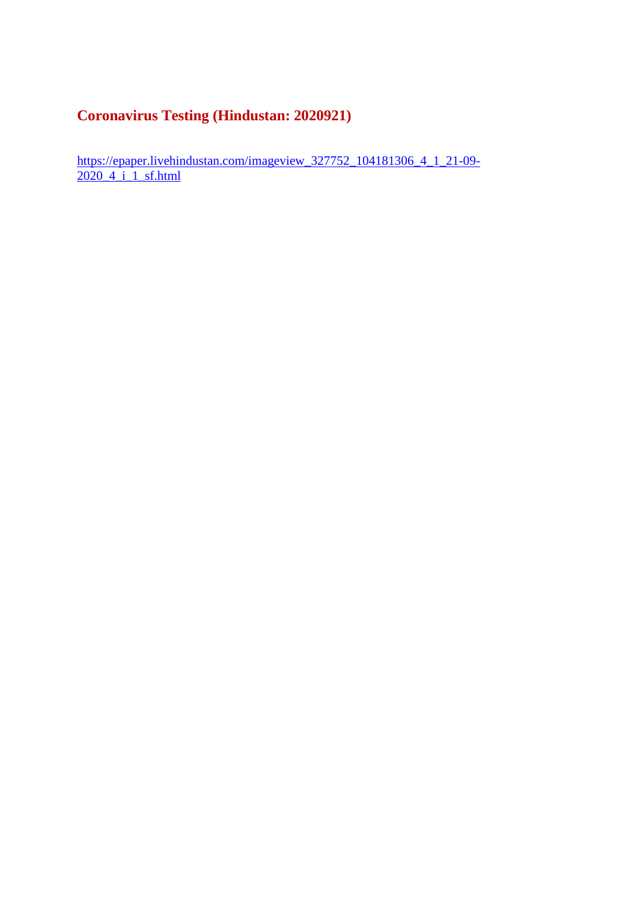## Coronavirus Testing (Hindustan: 2020921)

https://epaper.livehindustan.com/imageview_327752_104181306_4_1_21-09-2020_4_i_1_sf.html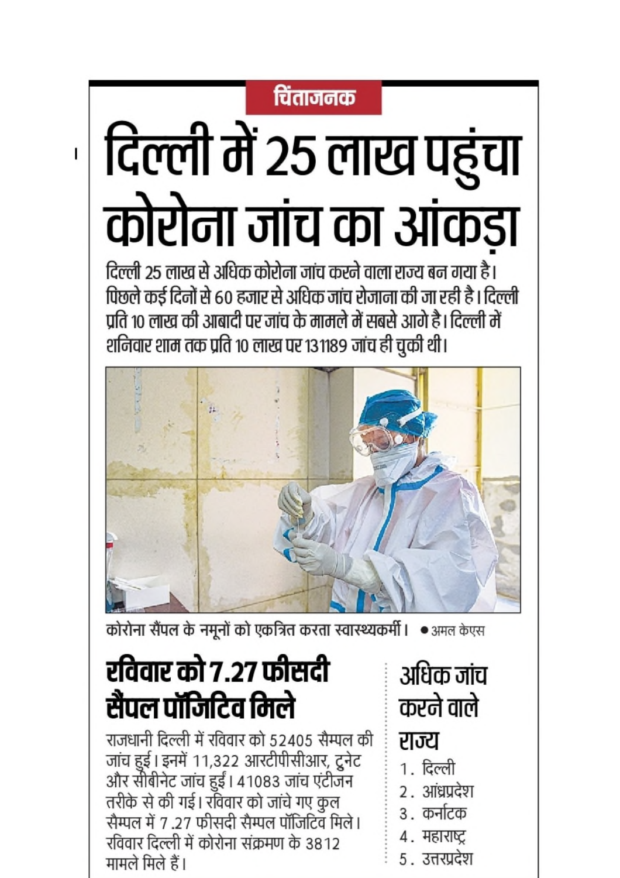चिंताजनक

# दिल्ली में 25 लाख पहुंचा कोरोना जांच का आंकड़ा

दिल्ली 25 लाख से अधिक कोरोना जांच करने वाला राज्य बन गया है। पिछले कई दिनों से 60 हजार से अधिक जांच रोजाना की जा रही है। दिल्ली प्रति 10 लाख की आबादी पर जांच के मामले में सबसे आगे है। दिल्ली में शनिवार शाम तक प्रति 10 लाख पर 131189 जांच हो चुकी थी।

कोरोना सैंपल के नमूनों को एकत्रित करता स्वास्थ्यकर्मी। ● अमल केएस

## रविवार को 7.27 फीसदी सैंपल पॉजिटिव मिले

राजधानी दिल्ली में रविवार को 52405 सैम्पल की जांच हुई। इनमें 11,322 आरटीपीसीआर, टुनेट और सीबीनेट जांच हुईं। 41083 जांच एंटीजन तरीके से की गई। रविवार को जांचे गए कुल सैम्पल में 7.27 फीसदी सैम्पल पॉजिटिव मिले। रविवार दिल्ली में कोरोना संक्रमण के 3812 मामले मिले हैं।

## अधिक जांच करने वाले राज्य

1. दिल्ली
2. आंध्रप्रदेश
3. कर्नाटक
4. महाराष्ट्र
5. उत्तरप्रदेश